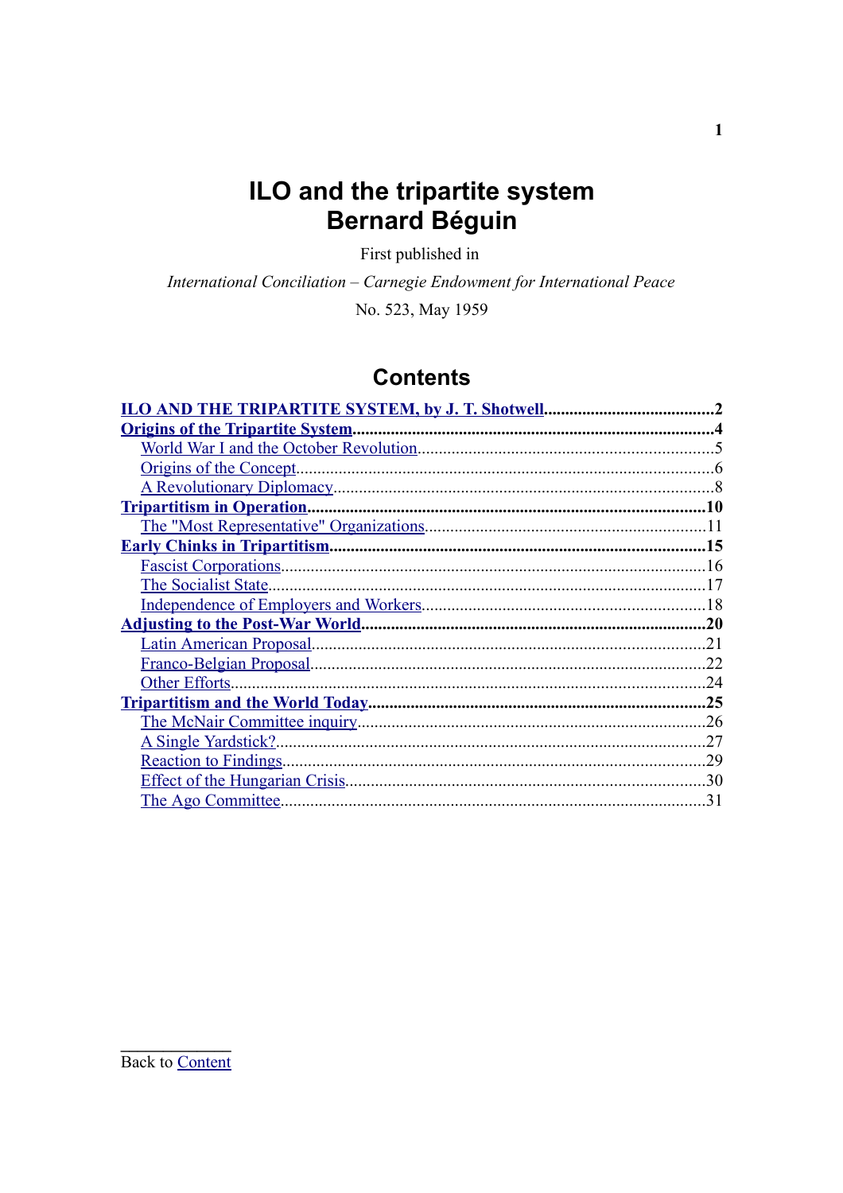# ILO and the tripartite system
# Bernard Béguin

First published in

*International Conciliation – Carnegie Endowment for International Peace*

No. 523, May 1959

## Contents

**ILO AND THE TRIPARTITE SYSTEM, by J. T. Shotwell** .......................................2

**Origins of the Tripartite System** .......................................4

- World War I and the October Revolution .......................................5
- Origins of the Concept .......................................6
- A Revolutionary Diplomacy .......................................8

**Tripartitism in Operation** .......................................10

- The "Most Representative" Organizations .......................................11

**Early Chinks in Tripartitism** .......................................15

- Fascist Corporations .......................................16
- The Socialist State .......................................17
- Independence of Employers and Workers .......................................18

**Adjusting to the Post-War World** .......................................20

- Latin American Proposal .......................................21
- Franco-Belgian Proposal .......................................22
- Other Efforts .......................................24

**Tripartitism and the World Today** .......................................25

- The McNair Committee inquiry .......................................26
- A Single Yardstick? .......................................27
- Reaction to Findings .......................................29
- Effect of the Hungarian Crisis .......................................30
- The Ago Committee .......................................31

Back to Content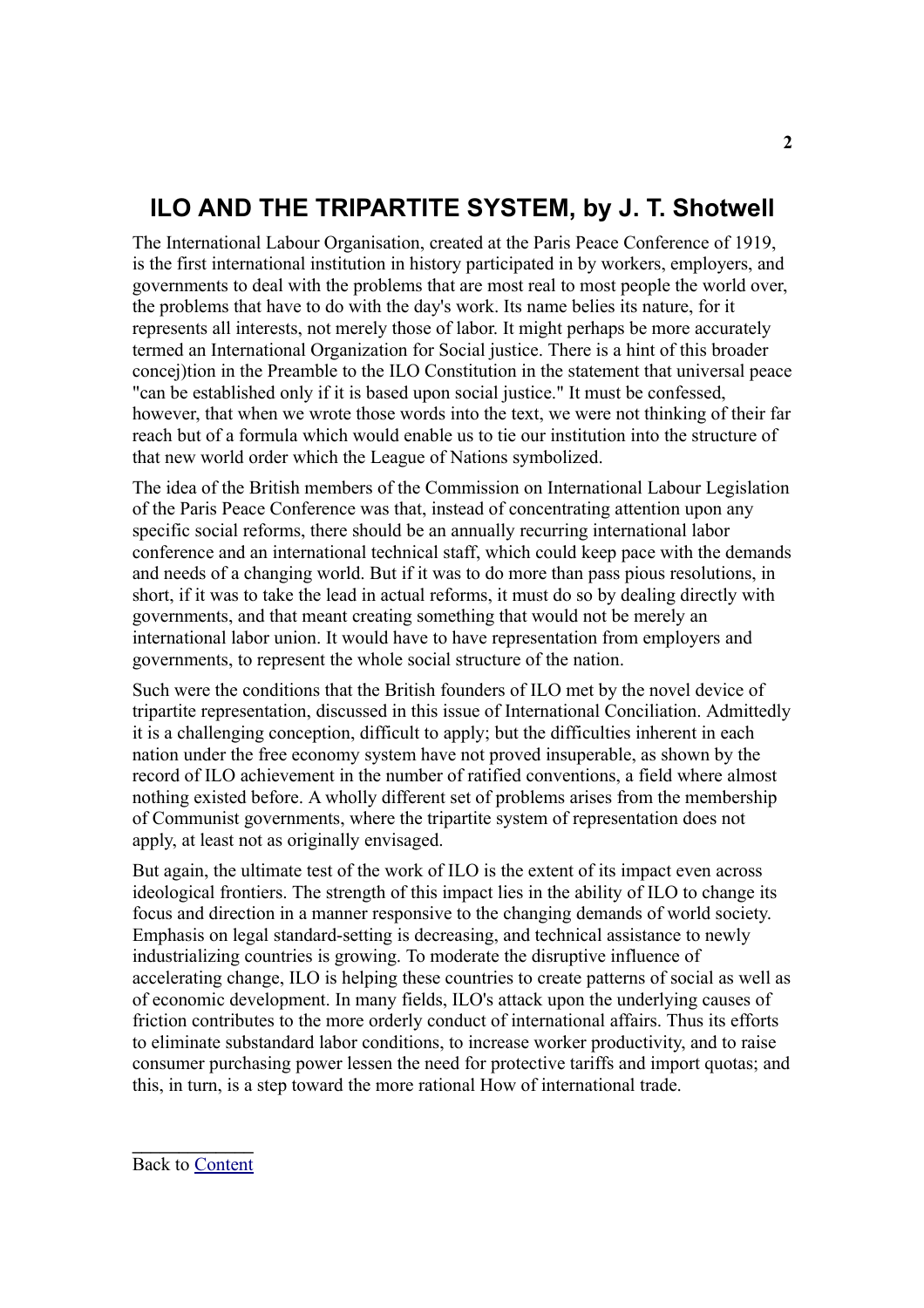# ILO AND THE TRIPARTITE SYSTEM, by J. T. Shotwell

The International Labour Organisation, created at the Paris Peace Conference of 1919, is the first international institution in history participated in by workers, employers, and governments to deal with the problems that are most real to most people the world over, the problems that have to do with the day's work. Its name belies its nature, for it represents all interests, not merely those of labor. It might perhaps be more accurately termed an International Organization for Social justice. There is a hint of this broader concej)tion in the Preamble to the ILO Constitution in the statement that universal peace "can be established only if it is based upon social justice." It must be confessed, however, that when we wrote those words into the text, we were not thinking of their far reach but of a formula which would enable us to tie our institution into the structure of that new world order which the League of Nations symbolized.

The idea of the British members of the Commission on International Labour Legislation of the Paris Peace Conference was that, instead of concentrating attention upon any specific social reforms, there should be an annually recurring international labor conference and an international technical staff, which could keep pace with the demands and needs of a changing world. But if it was to do more than pass pious resolutions, in short, if it was to take the lead in actual reforms, it must do so by dealing directly with governments, and that meant creating something that would not be merely an international labor union. It would have to have representation from employers and governments, to represent the whole social structure of the nation.

Such were the conditions that the British founders of ILO met by the novel device of tripartite representation, discussed in this issue of International Conciliation. Admittedly it is a challenging conception, difficult to apply; but the difficulties inherent in each nation under the free economy system have not proved insuperable, as shown by the record of ILO achievement in the number of ratified conventions, a field where almost nothing existed before. A wholly different set of problems arises from the membership of Communist governments, where the tripartite system of representation does not apply, at least not as originally envisaged.

But again, the ultimate test of the work of ILO is the extent of its impact even across ideological frontiers. The strength of this impact lies in the ability of ILO to change its focus and direction in a manner responsive to the changing demands of world society. Emphasis on legal standard-setting is decreasing, and technical assistance to newly industrializing countries is growing. To moderate the disruptive influence of accelerating change, ILO is helping these countries to create patterns of social as well as of economic development. In many fields, ILO's attack upon the underlying causes of friction contributes to the more orderly conduct of international affairs. Thus its efforts to eliminate substandard labor conditions, to increase worker productivity, and to raise consumer purchasing power lessen the need for protective tariffs and import quotas; and this, in turn, is a step toward the more rational How of international trade.

Back to Content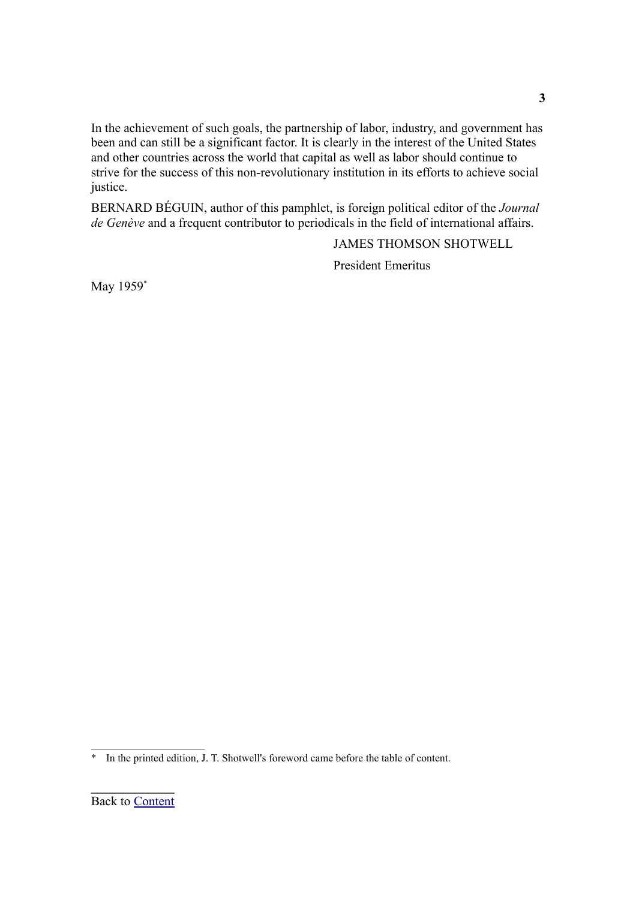In the achievement of such goals, the partnership of labor, industry, and government has been and can still be a significant factor. It is clearly in the interest of the United States and other countries across the world that capital as well as labor should continue to strive for the success of this non-revolutionary institution in its efforts to achieve social justice.

BERNARD BÉGUIN, author of this pamphlet, is foreign political editor of the *Journal de Genève* and a frequent contributor to periodicals in the field of international affairs.

JAMES THOMSON SHOTWELL

President Emeritus

May 1959[*]

---

[*] In the printed edition, J. T. Shotwell's foreword came before the table of content.

Back to Content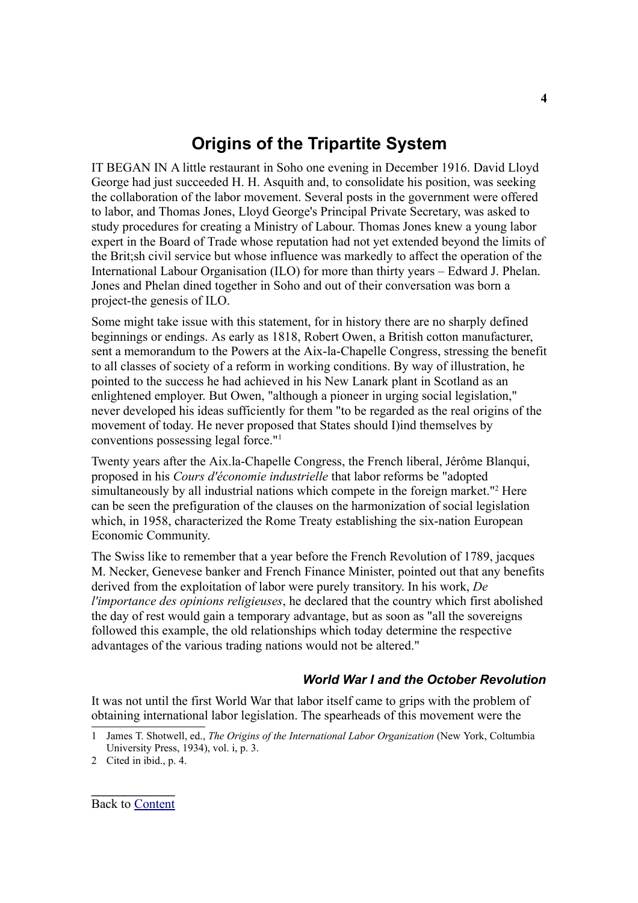# Origins of the Tripartite System

IT BEGAN IN A little restaurant in Soho one evening in December 1916. David Lloyd George had just succeeded H. H. Asquith and, to consolidate his position, was seeking the collaboration of the labor movement. Several posts in the government were offered to labor, and Thomas Jones, Lloyd George's Principal Private Secretary, was asked to study procedures for creating a Ministry of Labour. Thomas Jones knew a young labor expert in the Board of Trade whose reputation had not yet extended beyond the limits of the Brit;sh civil service but whose influence was markedly to affect the operation of the International Labour Organisation (ILO) for more than thirty years – Edward J. Phelan. Jones and Phelan dined together in Soho and out of their conversation was born a project-the genesis of ILO.

Some might take issue with this statement, for in history there are no sharply defined beginnings or endings. As early as 1818, Robert Owen, a British cotton manufacturer, sent a memorandum to the Powers at the Aix-la-Chapelle Congress, stressing the benefit to all classes of society of a reform in working conditions. By way of illustration, he pointed to the success he had achieved in his New Lanark plant in Scotland as an enlightened employer. But Owen, "although a pioneer in urging social legislation," never developed his ideas sufficiently for them "to be regarded as the real origins of the movement of today. He never proposed that States should I)ind themselves by conventions possessing legal force."[1]

Twenty years after the Aix.la-Chapelle Congress, the French liberal, Jérôme Blanqui, proposed in his *Cours d'économie industrielle* that labor reforms be "adopted simultaneously by all industrial nations which compete in the foreign market."[2] Here can be seen the prefiguration of the clauses on the harmonization of social legislation which, in 1958, characterized the Rome Treaty establishing the six-nation European Economic Community.

The Swiss like to remember that a year before the French Revolution of 1789, jacques M. Necker, Genevese banker and French Finance Minister, pointed out that any benefits derived from the exploitation of labor were purely transitory. In his work, *De l'importance des opinions religieuses*, he declared that the country which first abolished the day of rest would gain a temporary advantage, but as soon as "all the sovereigns followed this example, the old relationships which today determine the respective advantages of the various trading nations would not be altered."

### *World War I and the October Revolution*

It was not until the first World War that labor itself came to grips with the problem of obtaining international labor legislation. The spearheads of this movement were the

1 James T. Shotwell, ed., *The Origins of the International Labor Organization* (New York, Coltumbia University Press, 1934), vol. i, p. 3.

2 Cited in ibid., p. 4.

Back to Content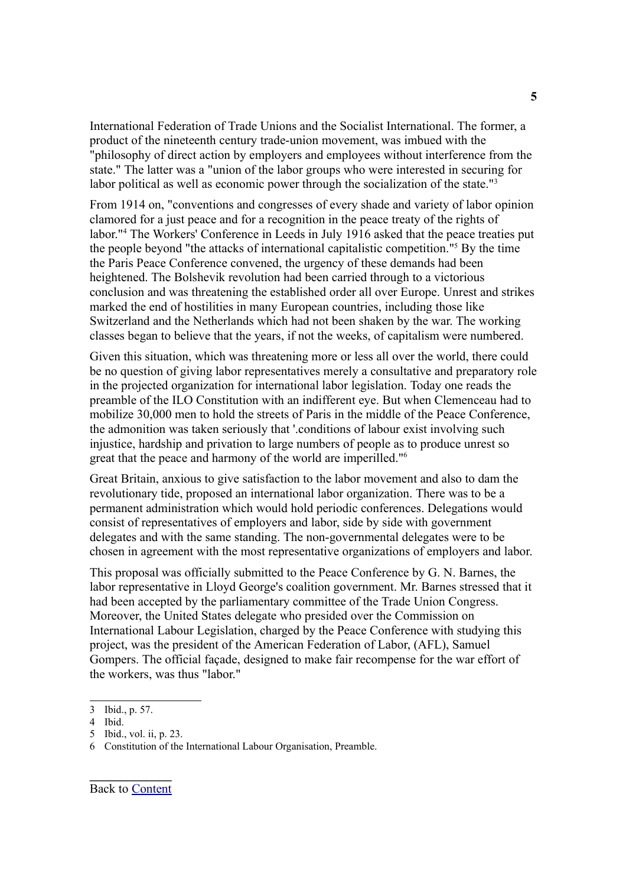International Federation of Trade Unions and the Socialist International. The former, a product of the nineteenth century trade-union movement, was imbued with the "philosophy of direct action by employers and employees without interference from the state." The latter was a "union of the labor groups who were interested in securing for labor political as well as economic power through the socialization of the state."[3]

From 1914 on, "conventions and congresses of every shade and variety of labor opinion clamored for a just peace and for a recognition in the peace treaty of the rights of labor."[4] The Workers' Conference in Leeds in July 1916 asked that the peace treaties put the people beyond "the attacks of international capitalistic competition."[5] By the time the Paris Peace Conference convened, the urgency of these demands had been heightened. The Bolshevik revolution had been carried through to a victorious conclusion and was threatening the established order all over Europe. Unrest and strikes marked the end of hostilities in many European countries, including those like Switzerland and the Netherlands which had not been shaken by the war. The working classes began to believe that the years, if not the weeks, of capitalism were numbered.

Given this situation, which was threatening more or less all over the world, there could be no question of giving labor representatives merely a consultative and preparatory role in the projected organization for international labor legislation. Today one reads the preamble of the ILO Constitution with an indifferent eye. But when Clemenceau had to mobilize 30,000 men to hold the streets of Paris in the middle of the Peace Conference, the admonition was taken seriously that '.conditions of labour exist involving such injustice, hardship and privation to large numbers of people as to produce unrest so great that the peace and harmony of the world are imperilled."[6]

Great Britain, anxious to give satisfaction to the labor movement and also to dam the revolutionary tide, proposed an international labor organization. There was to be a permanent administration which would hold periodic conferences. Delegations would consist of representatives of employers and labor, side by side with government delegates and with the same standing. The non-governmental delegates were to be chosen in agreement with the most representative organizations of employers and labor.

This proposal was officially submitted to the Peace Conference by G. N. Barnes, the labor representative in Lloyd George's coalition government. Mr. Barnes stressed that it had been accepted by the parliamentary committee of the Trade Union Congress. Moreover, the United States delegate who presided over the Commission on International Labour Legislation, charged by the Peace Conference with studying this project, was the president of the American Federation of Labor, (AFL), Samuel Gompers. The official façade, designed to make fair recompense for the war effort of the workers, was thus "labor."

---

3 Ibid., p. 57.

4 Ibid.

5 Ibid., vol. ii, p. 23.

6 Constitution of the International Labour Organisation, Preamble.

Back to Content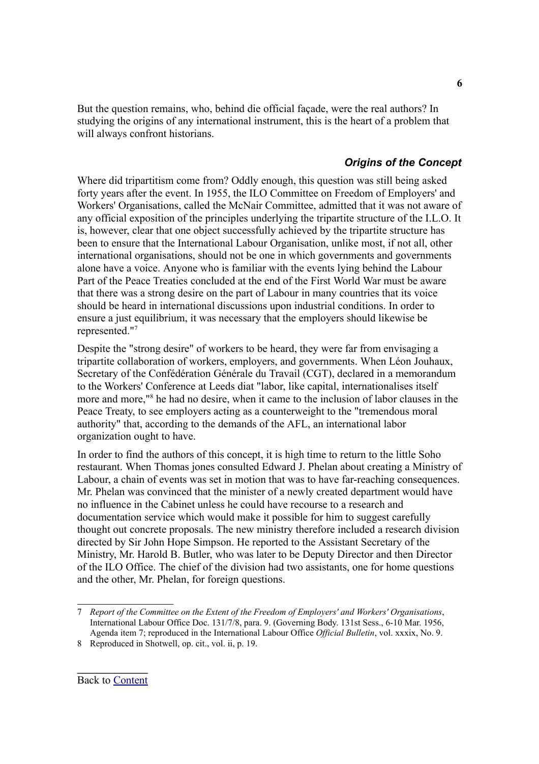But the question remains, who, behind die official façade, were the real authors? In studying the origins of any international instrument, this is the heart of a problem that will always confront historians.

### *Origins of the Concept*

Where did tripartitism come from? Oddly enough, this question was still being asked forty years after the event. In 1955, the ILO Committee on Freedom of Employers' and Workers' Organisations, called the McNair Committee, admitted that it was not aware of any official exposition of the principles underlying the tripartite structure of the I.L.O. It is, however, clear that one object successfully achieved by the tripartite structure has been to ensure that the International Labour Organisation, unlike most, if not all, other international organisations, should not be one in which governments and governments alone have a voice. Anyone who is familiar with the events lying behind the Labour Part of the Peace Treaties concluded at the end of the First World War must be aware that there was a strong desire on the part of Labour in many countries that its voice should be heard in international discussions upon industrial conditions. In order to ensure a just equilibrium, it was necessary that the employers should likewise be represented."[7]

Despite the "strong desire" of workers to be heard, they were far from envisaging a tripartite collaboration of workers, employers, and governments. When Léon Jouhaux, Secretary of the Confédération Générale du Travail (CGT), declared in a memorandum to the Workers' Conference at Leeds diat "labor, like capital, internationalises itself more and more,"[8] he had no desire, when it came to the inclusion of labor clauses in the Peace Treaty, to see employers acting as a counterweight to the "tremendous moral authority" that, according to the demands of the AFL, an international labor organization ought to have.

In order to find the authors of this concept, it is high time to return to the little Soho restaurant. When Thomas jones consulted Edward J. Phelan about creating a Ministry of Labour, a chain of events was set in motion that was to have far-reaching consequences. Mr. Phelan was convinced that the minister of a newly created department would have no influence in the Cabinet unless he could have recourse to a research and documentation service which would make it possible for him to suggest carefully thought out concrete proposals. The new ministry therefore included a research division directed by Sir John Hope Simpson. He reported to the Assistant Secretary of the Ministry, Mr. Harold B. Butler, who was later to be Deputy Director and then Director of the ILO Office. The chief of the division had two assistants, one for home questions and the other, Mr. Phelan, for foreign questions.

---

7 *Report of the Committee on the Extent of the Freedom of Employers' and Workers' Organisations*, International Labour Office Doc. 131/7/8, para. 9. (Governing Body. 131st Sess., 6-10 Mar. 1956, Agenda item 7; reproduced in the International Labour Office *Official Bulletin*, vol. xxxix, No. 9.

8 Reproduced in Shotwell, op. cit., vol. ii, p. 19.

Back to Content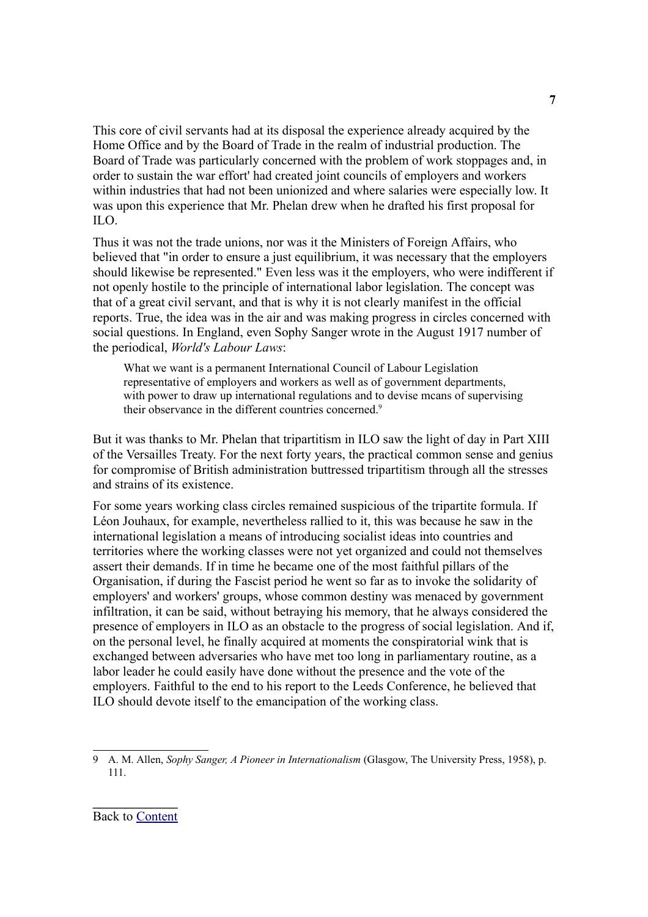This core of civil servants had at its disposal the experience already acquired by the Home Office and by the Board of Trade in the realm of industrial production. The Board of Trade was particularly concerned with the problem of work stoppages and, in order to sustain the war effort' had created joint councils of employers and workers within industries that had not been unionized and where salaries were especially low. It was upon this experience that Mr. Phelan drew when he drafted his first proposal for ILO.

Thus it was not the trade unions, nor was it the Ministers of Foreign Affairs, who believed that "in order to ensure a just equilibrium, it was necessary that the employers should likewise be represented." Even less was it the employers, who were indifferent if not openly hostile to the principle of international labor legislation. The concept was that of a great civil servant, and that is why it is not clearly manifest in the official reports. True, the idea was in the air and was making progress in circles concerned with social questions. In England, even Sophy Sanger wrote in the August 1917 number of the periodical, *World's Labour Laws*:

> What we want is a permanent International Council of Labour Legislation representative of employers and workers as well as of government departments, with power to draw up international regulations and to devise mcans of supervising their observance in the different countries concerned.[9]

But it was thanks to Mr. Phelan that tripartitism in ILO saw the light of day in Part XIII of the Versailles Treaty. For the next forty years, the practical common sense and genius for compromise of British administration buttressed tripartitism through all the stresses and strains of its existence.

For some years working class circles remained suspicious of the tripartite formula. If Léon Jouhaux, for example, nevertheless rallied to it, this was because he saw in the international legislation a means of introducing socialist ideas into countries and territories where the working classes were not yet organized and could not themselves assert their demands. If in time he became one of the most faithful pillars of the Organisation, if during the Fascist period he went so far as to invoke the solidarity of employers' and workers' groups, whose common destiny was menaced by government infiltration, it can be said, without betraying his memory, that he always considered the presence of employers in ILO as an obstacle to the progress of social legislation. And if, on the personal level, he finally acquired at moments the conspiratorial wink that is exchanged between adversaries who have met too long in parliamentary routine, as a labor leader he could easily have done without the presence and the vote of the employers. Faithful to the end to his report to the Leeds Conference, he believed that ILO should devote itself to the emancipation of the working class.

---

9 A. M. Allen, *Sophy Sanger, A Pioneer in Internationalism* (Glasgow, The University Press, 1958), p. 111.

Back to Content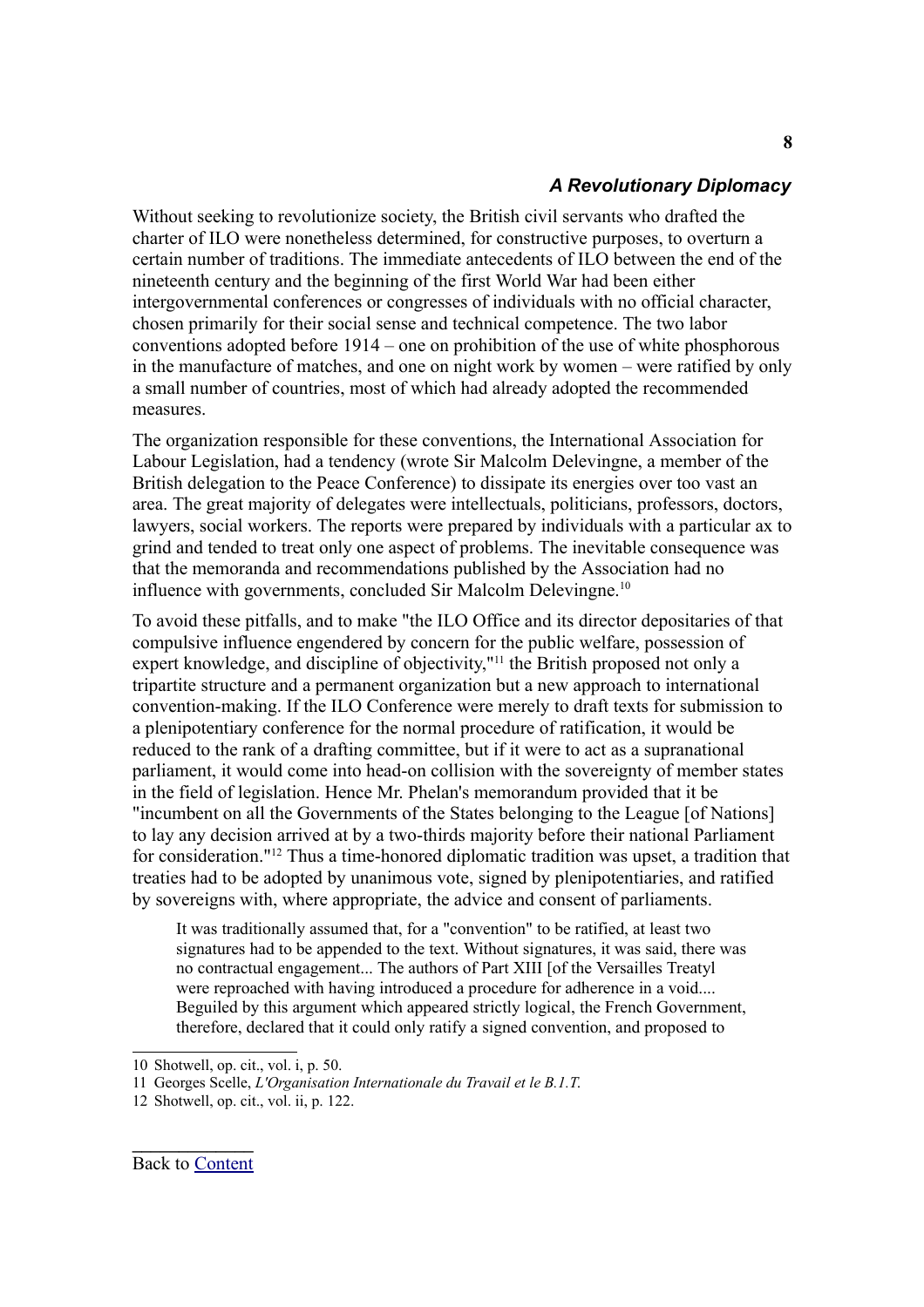## A Revolutionary Diplomacy

Without seeking to revolutionize society, the British civil servants who drafted the charter of ILO were nonetheless determined, for constructive purposes, to overturn a certain number of traditions. The immediate antecedents of ILO between the end of the nineteenth century and the beginning of the first World War had been either intergovernmental conferences or congresses of individuals with no official character, chosen primarily for their social sense and technical competence. The two labor conventions adopted before 1914 – one on prohibition of the use of white phosphorous in the manufacture of matches, and one on night work by women – were ratified by only a small number of countries, most of which had already adopted the recommended measures.

The organization responsible for these conventions, the International Association for Labour Legislation, had a tendency (wrote Sir Malcolm Delevingne, a member of the British delegation to the Peace Conference) to dissipate its energies over too vast an area. The great majority of delegates were intellectuals, politicians, professors, doctors, lawyers, social workers. The reports were prepared by individuals with a particular ax to grind and tended to treat only one aspect of problems. The inevitable consequence was that the memoranda and recommendations published by the Association had no influence with governments, concluded Sir Malcolm Delevingne.[10]

To avoid these pitfalls, and to make "the ILO Office and its director depositaries of that compulsive influence engendered by concern for the public welfare, possession of expert knowledge, and discipline of objectivity,"[11] the British proposed not only a tripartite structure and a permanent organization but a new approach to international convention-making. If the ILO Conference were merely to draft texts for submission to a plenipotentiary conference for the normal procedure of ratification, it would be reduced to the rank of a drafting committee, but if it were to act as a supranational parliament, it would come into head-on collision with the sovereignty of member states in the field of legislation. Hence Mr. Phelan's memorandum provided that it be "incumbent on all the Governments of the States belonging to the League [of Nations] to lay any decision arrived at by a two-thirds majority before their national Parliament for consideration."[12] Thus a time-honored diplomatic tradition was upset, a tradition that treaties had to be adopted by unanimous vote, signed by plenipotentiaries, and ratified by sovereigns with, where appropriate, the advice and consent of parliaments.

> It was traditionally assumed that, for a "convention" to be ratified, at least two signatures had to be appended to the text. Without signatures, it was said, there was no contractual engagement... The authors of Part XIII [of the Versailles Treatyl were reproached with having introduced a procedure for adherence in a void.... Beguiled by this argument which appeared strictly logical, the French Government, therefore, declared that it could only ratify a signed convention, and proposed to

---

10 Shotwell, op. cit., vol. i, p. 50.

11 Georges Scelle, *L'Organisation Internationale du Travail et le B.1.T.*

12 Shotwell, op. cit., vol. ii, p. 122.

Back to Content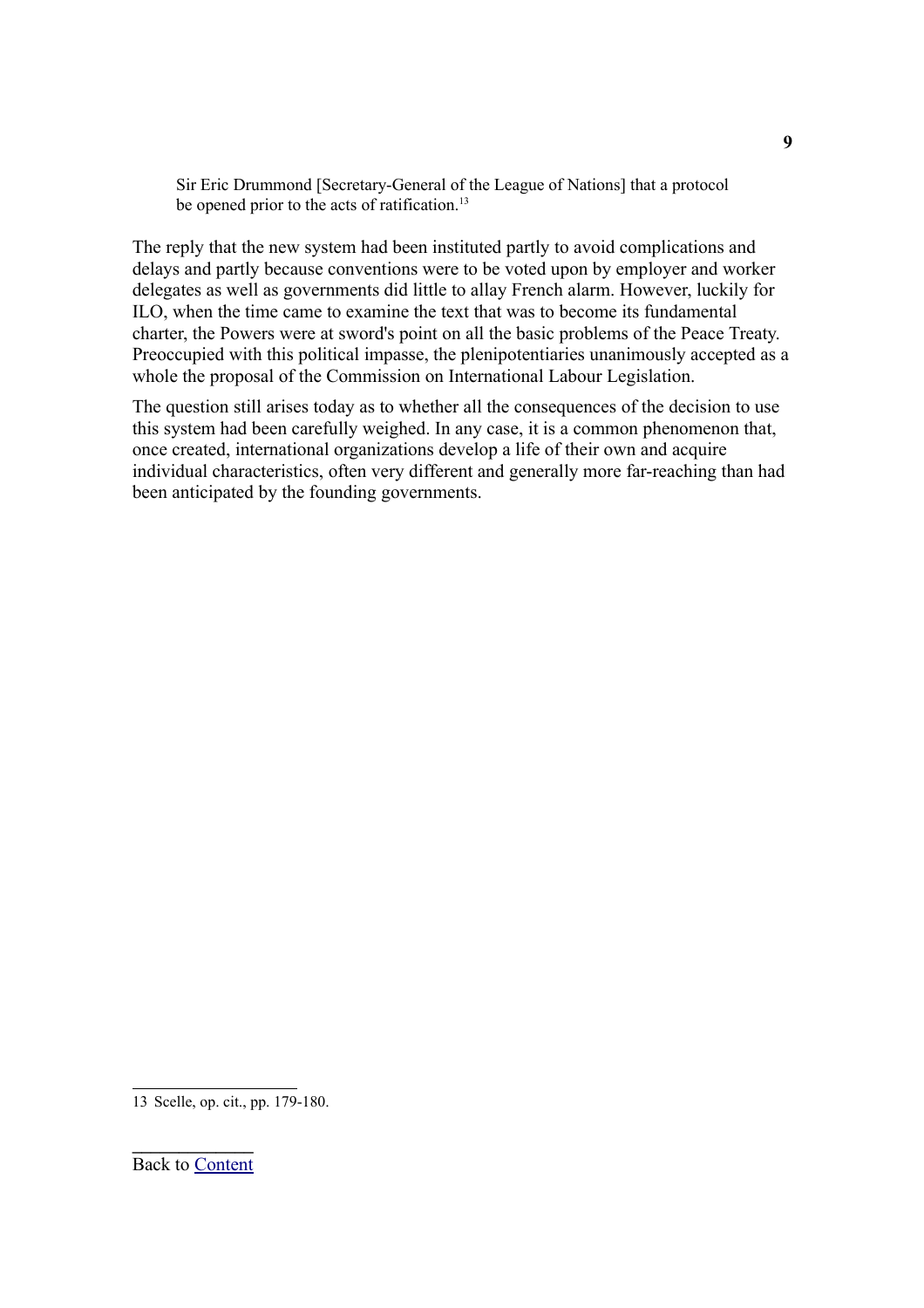> Sir Eric Drummond [Secretary-General of the League of Nations] that a protocol be opened prior to the acts of ratification.[13]

The reply that the new system had been instituted partly to avoid complications and delays and partly because conventions were to be voted upon by employer and worker delegates as well as governments did little to allay French alarm. However, luckily for ILO, when the time came to examine the text that was to become its fundamental charter, the Powers were at sword's point on all the basic problems of the Peace Treaty. Preoccupied with this political impasse, the plenipotentiaries unanimously accepted as a whole the proposal of the Commission on International Labour Legislation.

The question still arises today as to whether all the consequences of the decision to use this system had been carefully weighed. In any case, it is a common phenomenon that, once created, international organizations develop a life of their own and acquire individual characteristics, often very different and generally more far-reaching than had been anticipated by the founding governments.

---

13 Scelle, op. cit., pp. 179-180.

Back to Content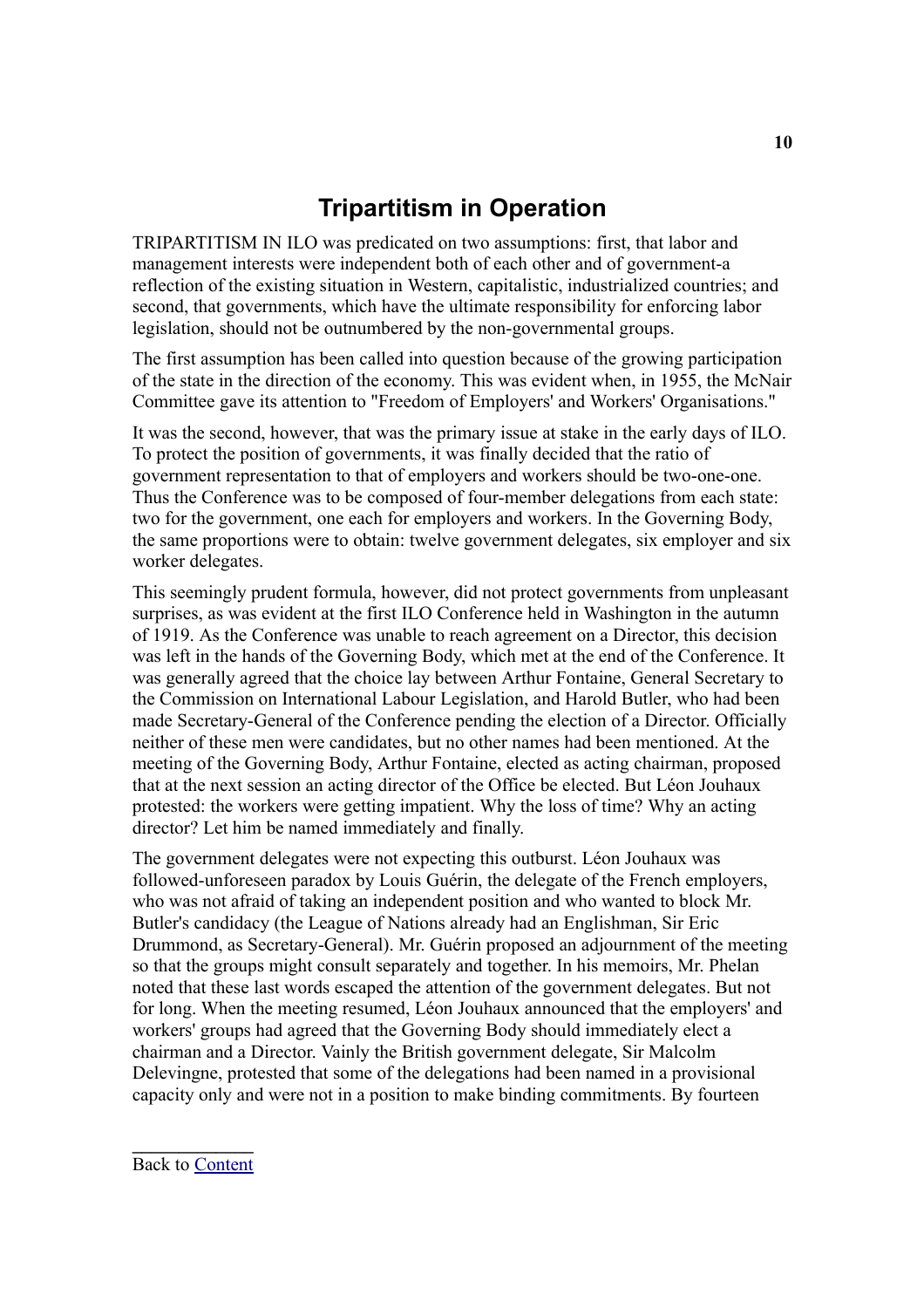# Tripartitism in Operation

TRIPARTITISM IN ILO was predicated on two assumptions: first, that labor and management interests were independent both of each other and of government-a reflection of the existing situation in Western, capitalistic, industrialized countries; and second, that governments, which have the ultimate responsibility for enforcing labor legislation, should not be outnumbered by the non-governmental groups.

The first assumption has been called into question because of the growing participation of the state in the direction of the economy. This was evident when, in 1955, the McNair Committee gave its attention to "Freedom of Employers' and Workers' Organisations."

It was the second, however, that was the primary issue at stake in the early days of ILO. To protect the position of governments, it was finally decided that the ratio of government representation to that of employers and workers should be two-one-one. Thus the Conference was to be composed of four-member delegations from each state: two for the government, one each for employers and workers. In the Governing Body, the same proportions were to obtain: twelve government delegates, six employer and six worker delegates.

This seemingly prudent formula, however, did not protect governments from unpleasant surprises, as was evident at the first ILO Conference held in Washington in the autumn of 1919. As the Conference was unable to reach agreement on a Director, this decision was left in the hands of the Governing Body, which met at the end of the Conference. It was generally agreed that the choice lay between Arthur Fontaine, General Secretary to the Commission on International Labour Legislation, and Harold Butler, who had been made Secretary-General of the Conference pending the election of a Director. Officially neither of these men were candidates, but no other names had been mentioned. At the meeting of the Governing Body, Arthur Fontaine, elected as acting chairman, proposed that at the next session an acting director of the Office be elected. But Léon Jouhaux protested: the workers were getting impatient. Why the loss of time? Why an acting director? Let him be named immediately and finally.

The government delegates were not expecting this outburst. Léon Jouhaux was followed-unforeseen paradox by Louis Guérin, the delegate of the French employers, who was not afraid of taking an independent position and who wanted to block Mr. Butler's candidacy (the League of Nations already had an Englishman, Sir Eric Drummond, as Secretary-General). Mr. Guérin proposed an adjournment of the meeting so that the groups might consult separately and together. In his memoirs, Mr. Phelan noted that these last words escaped the attention of the government delegates. But not for long. When the meeting resumed, Léon Jouhaux announced that the employers' and workers' groups had agreed that the Governing Body should immediately elect a chairman and a Director. Vainly the British government delegate, Sir Malcolm Delevingne, protested that some of the delegations had been named in a provisional capacity only and were not in a position to make binding commitments. By fourteen

Back to Content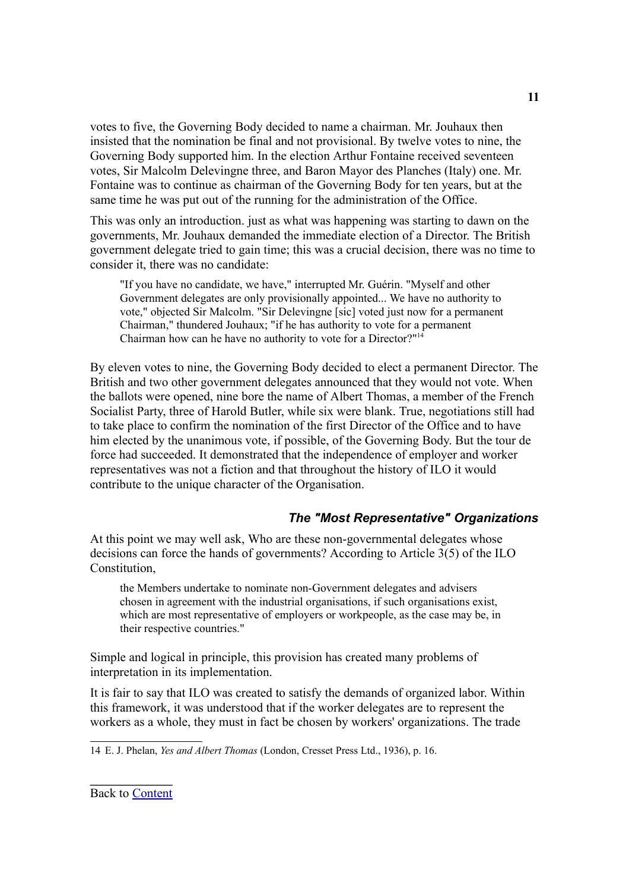votes to five, the Governing Body decided to name a chairman. Mr. Jouhaux then insisted that the nomination be final and not provisional. By twelve votes to nine, the Governing Body supported him. In the election Arthur Fontaine received seventeen votes, Sir Malcolm Delevingne three, and Baron Mayor des Planches (Italy) one. Mr. Fontaine was to continue as chairman of the Governing Body for ten years, but at the same time he was put out of the running for the administration of the Office.

This was only an introduction. just as what was happening was starting to dawn on the governments, Mr. Jouhaux demanded the immediate election of a Director. The British government delegate tried to gain time; this was a crucial decision, there was no time to consider it, there was no candidate:

> "If you have no candidate, we have," interrupted Mr. Guérin. "Myself and other Government delegates are only provisionally appointed... We have no authority to vote," objected Sir Malcolm. "Sir Delevingne [sic] voted just now for a permanent Chairman," thundered Jouhaux; "if he has authority to vote for a permanent Chairman how can he have no authority to vote for a Director?"[14]

By eleven votes to nine, the Governing Body decided to elect a permanent Director. The British and two other government delegates announced that they would not vote. When the ballots were opened, nine bore the name of Albert Thomas, a member of the French Socialist Party, three of Harold Butler, while six were blank. True, negotiations still had to take place to confirm the nomination of the first Director of the Office and to have him elected by the unanimous vote, if possible, of the Governing Body. But the tour de force had succeeded. It demonstrated that the independence of employer and worker representatives was not a fiction and that throughout the history of ILO it would contribute to the unique character of the Organisation.

### *The "Most Representative" Organizations*

At this point we may well ask, Who are these non-governmental delegates whose decisions can force the hands of governments? According to Article 3(5) of the ILO Constitution,

> the Members undertake to nominate non-Government delegates and advisers chosen in agreement with the industrial organisations, if such organisations exist, which are most representative of employers or workpeople, as the case may be, in their respective countries."

Simple and logical in principle, this provision has created many problems of interpretation in its implementation.

It is fair to say that ILO was created to satisfy the demands of organized labor. Within this framework, it was understood that if the worker delegates are to represent the workers as a whole, they must in fact be chosen by workers' organizations. The trade

---

14 E. J. Phelan, *Yes and Albert Thomas* (London, Cresset Press Ltd., 1936), p. 16.

Back to Content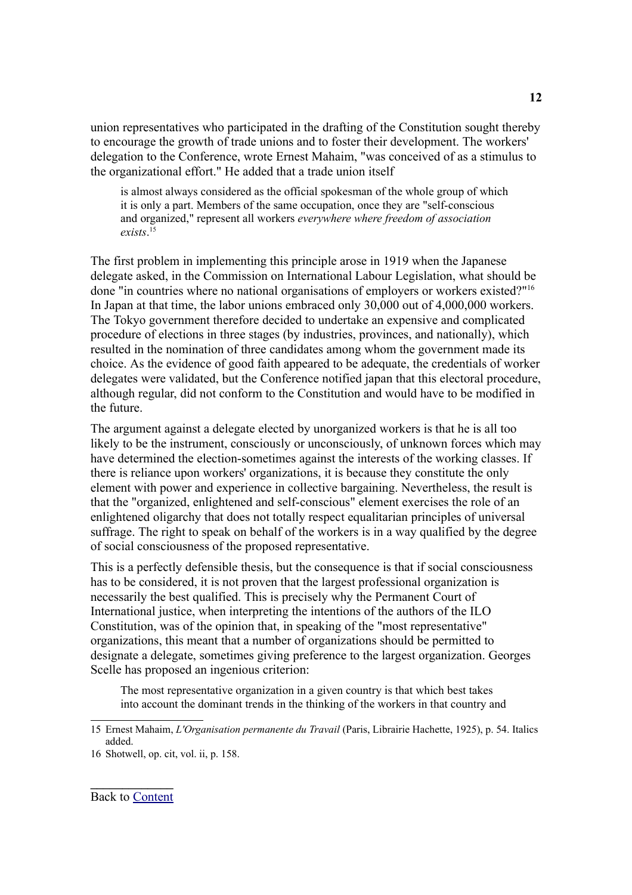union representatives who participated in the drafting of the Constitution sought thereby to encourage the growth of trade unions and to foster their development. The workers' delegation to the Conference, wrote Ernest Mahaim, "was conceived of as a stimulus to the organizational effort." He added that a trade union itself

> is almost always considered as the official spokesman of the whole group of which it is only a part. Members of the same occupation, once they are "self-conscious and organized," represent all workers *everywhere where freedom of association exists*.[15]

The first problem in implementing this principle arose in 1919 when the Japanese delegate asked, in the Commission on International Labour Legislation, what should be done "in countries where no national organisations of employers or workers existed?"[16] In Japan at that time, the labor unions embraced only 30,000 out of 4,000,000 workers. The Tokyo government therefore decided to undertake an expensive and complicated procedure of elections in three stages (by industries, provinces, and nationally), which resulted in the nomination of three candidates among whom the government made its choice. As the evidence of good faith appeared to be adequate, the credentials of worker delegates were validated, but the Conference notified japan that this electoral procedure, although regular, did not conform to the Constitution and would have to be modified in the future.

The argument against a delegate elected by unorganized workers is that he is all too likely to be the instrument, consciously or unconsciously, of unknown forces which may have determined the election-sometimes against the interests of the working classes. If there is reliance upon workers' organizations, it is because they constitute the only element with power and experience in collective bargaining. Nevertheless, the result is that the "organized, enlightened and self-conscious" element exercises the role of an enlightened oligarchy that does not totally respect equalitarian principles of universal suffrage. The right to speak on behalf of the workers is in a way qualified by the degree of social consciousness of the proposed representative.

This is a perfectly defensible thesis, but the consequence is that if social consciousness has to be considered, it is not proven that the largest professional organization is necessarily the best qualified. This is precisely why the Permanent Court of International justice, when interpreting the intentions of the authors of the ILO Constitution, was of the opinion that, in speaking of the "most representative" organizations, this meant that a number of organizations should be permitted to designate a delegate, sometimes giving preference to the largest organization. Georges Scelle has proposed an ingenious criterion:

> The most representative organization in a given country is that which best takes into account the dominant trends in the thinking of the workers in that country and

15 Ernest Mahaim, *L'Organisation permanente du Travail* (Paris, Librairie Hachette, 1925), p. 54. Italics added.

16 Shotwell, op. cit, vol. ii, p. 158.

Back to Content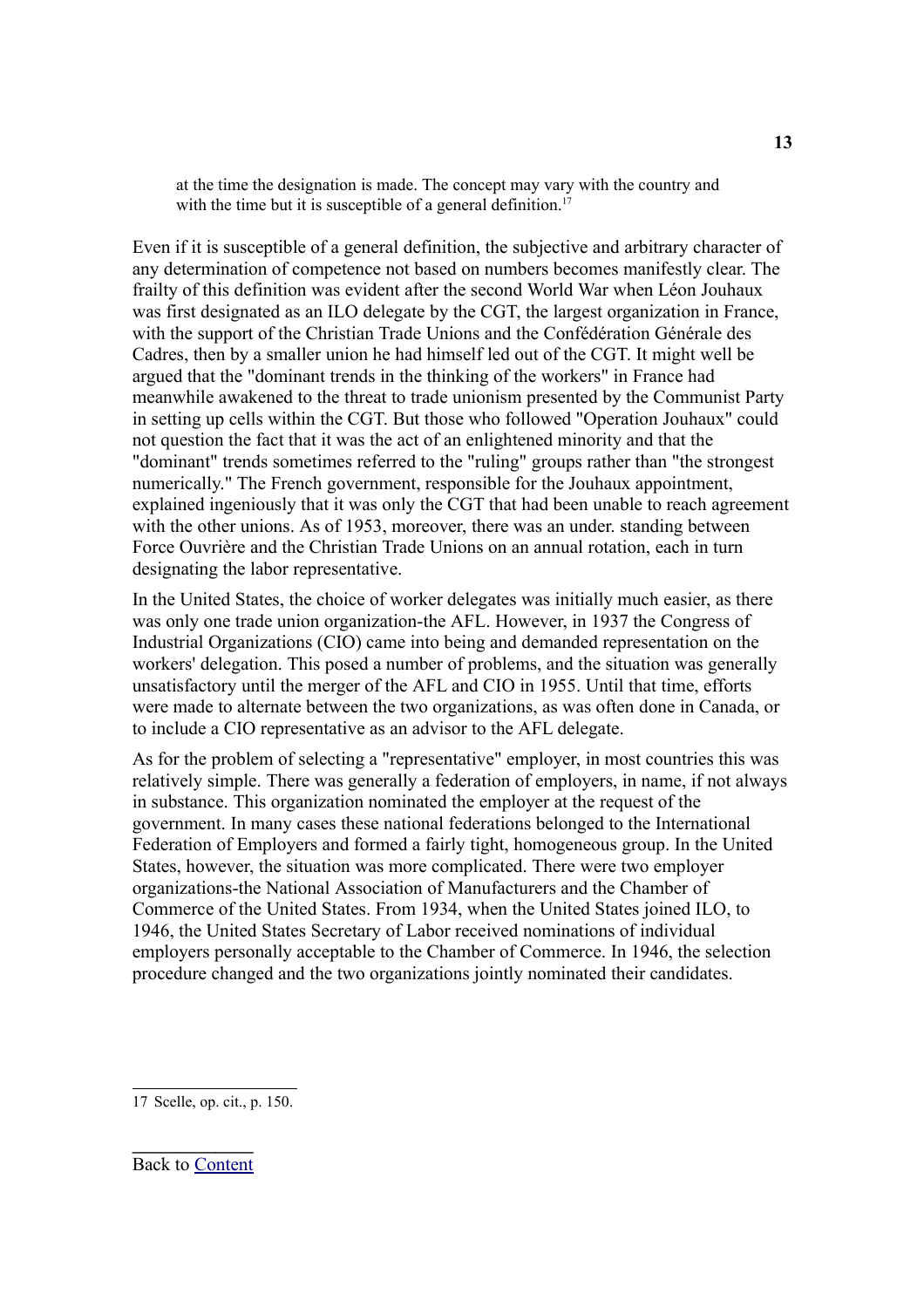> at the time the designation is made. The concept may vary with the country and with the time but it is susceptible of a general definition.[17]

Even if it is susceptible of a general definition, the subjective and arbitrary character of any determination of competence not based on numbers becomes manifestly clear. The frailty of this definition was evident after the second World War when Léon Jouhaux was first designated as an ILO delegate by the CGT, the largest organization in France, with the support of the Christian Trade Unions and the Confédération Générale des Cadres, then by a smaller union he had himself led out of the CGT. It might well be argued that the "dominant trends in the thinking of the workers" in France had meanwhile awakened to the threat to trade unionism presented by the Communist Party in setting up cells within the CGT. But those who followed "Operation Jouhaux" could not question the fact that it was the act of an enlightened minority and that the "dominant" trends sometimes referred to the "ruling" groups rather than "the strongest numerically." The French government, responsible for the Jouhaux appointment, explained ingeniously that it was only the CGT that had been unable to reach agreement with the other unions. As of 1953, moreover, there was an under. standing between Force Ouvrière and the Christian Trade Unions on an annual rotation, each in turn designating the labor representative.

In the United States, the choice of worker delegates was initially much easier, as there was only one trade union organization-the AFL. However, in 1937 the Congress of Industrial Organizations (CIO) came into being and demanded representation on the workers' delegation. This posed a number of problems, and the situation was generally unsatisfactory until the merger of the AFL and CIO in 1955. Until that time, efforts were made to alternate between the two organizations, as was often done in Canada, or to include a CIO representative as an advisor to the AFL delegate.

As for the problem of selecting a "representative" employer, in most countries this was relatively simple. There was generally a federation of employers, in name, if not always in substance. This organization nominated the employer at the request of the government. In many cases these national federations belonged to the International Federation of Employers and formed a fairly tight, homogeneous group. In the United States, however, the situation was more complicated. There were two employer organizations-the National Association of Manufacturers and the Chamber of Commerce of the United States. From 1934, when the United States joined ILO, to 1946, the United States Secretary of Labor received nominations of individual employers personally acceptable to the Chamber of Commerce. In 1946, the selection procedure changed and the two organizations jointly nominated their candidates.

---

17 Scelle, op. cit., p. 150.

Back to Content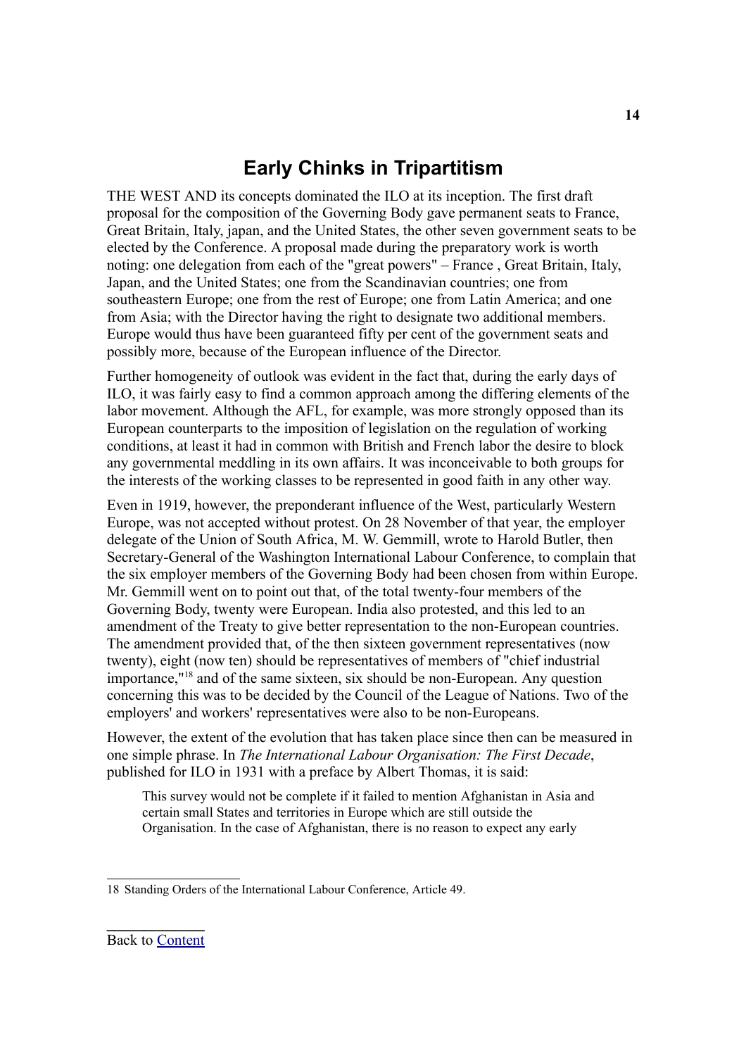## Early Chinks in Tripartitism

THE WEST AND its concepts dominated the ILO at its inception. The first draft proposal for the composition of the Governing Body gave permanent seats to France, Great Britain, Italy, japan, and the United States, the other seven government seats to be elected by the Conference. A proposal made during the preparatory work is worth noting: one delegation from each of the "great powers" – France , Great Britain, Italy, Japan, and the United States; one from the Scandinavian countries; one from southeastern Europe; one from the rest of Europe; one from Latin America; and one from Asia; with the Director having the right to designate two additional members. Europe would thus have been guaranteed fifty per cent of the government seats and possibly more, because of the European influence of the Director.

Further homogeneity of outlook was evident in the fact that, during the early days of ILO, it was fairly easy to find a common approach among the differing elements of the labor movement. Although the AFL, for example, was more strongly opposed than its European counterparts to the imposition of legislation on the regulation of working conditions, at least it had in common with British and French labor the desire to block any governmental meddling in its own affairs. It was inconceivable to both groups for the interests of the working classes to be represented in good faith in any other way.

Even in 1919, however, the preponderant influence of the West, particularly Western Europe, was not accepted without protest. On 28 November of that year, the employer delegate of the Union of South Africa, M. W. Gemmill, wrote to Harold Butler, then Secretary-General of the Washington International Labour Conference, to complain that the six employer members of the Governing Body had been chosen from within Europe. Mr. Gemmill went on to point out that, of the total twenty-four members of the Governing Body, twenty were European. India also protested, and this led to an amendment of the Treaty to give better representation to the non-European countries. The amendment provided that, of the then sixteen government representatives (now twenty), eight (now ten) should be representatives of members of "chief industrial importance,"[18] and of the same sixteen, six should be non-European. Any question concerning this was to be decided by the Council of the League of Nations. Two of the employers' and workers' representatives were also to be non-Europeans.

However, the extent of the evolution that has taken place since then can be measured in one simple phrase. In *The International Labour Organisation: The First Decade*, published for ILO in 1931 with a preface by Albert Thomas, it is said:

> This survey would not be complete if it failed to mention Afghanistan in Asia and certain small States and territories in Europe which are still outside the Organisation. In the case of Afghanistan, there is no reason to expect any early

18 Standing Orders of the International Labour Conference, Article 49.

Back to Content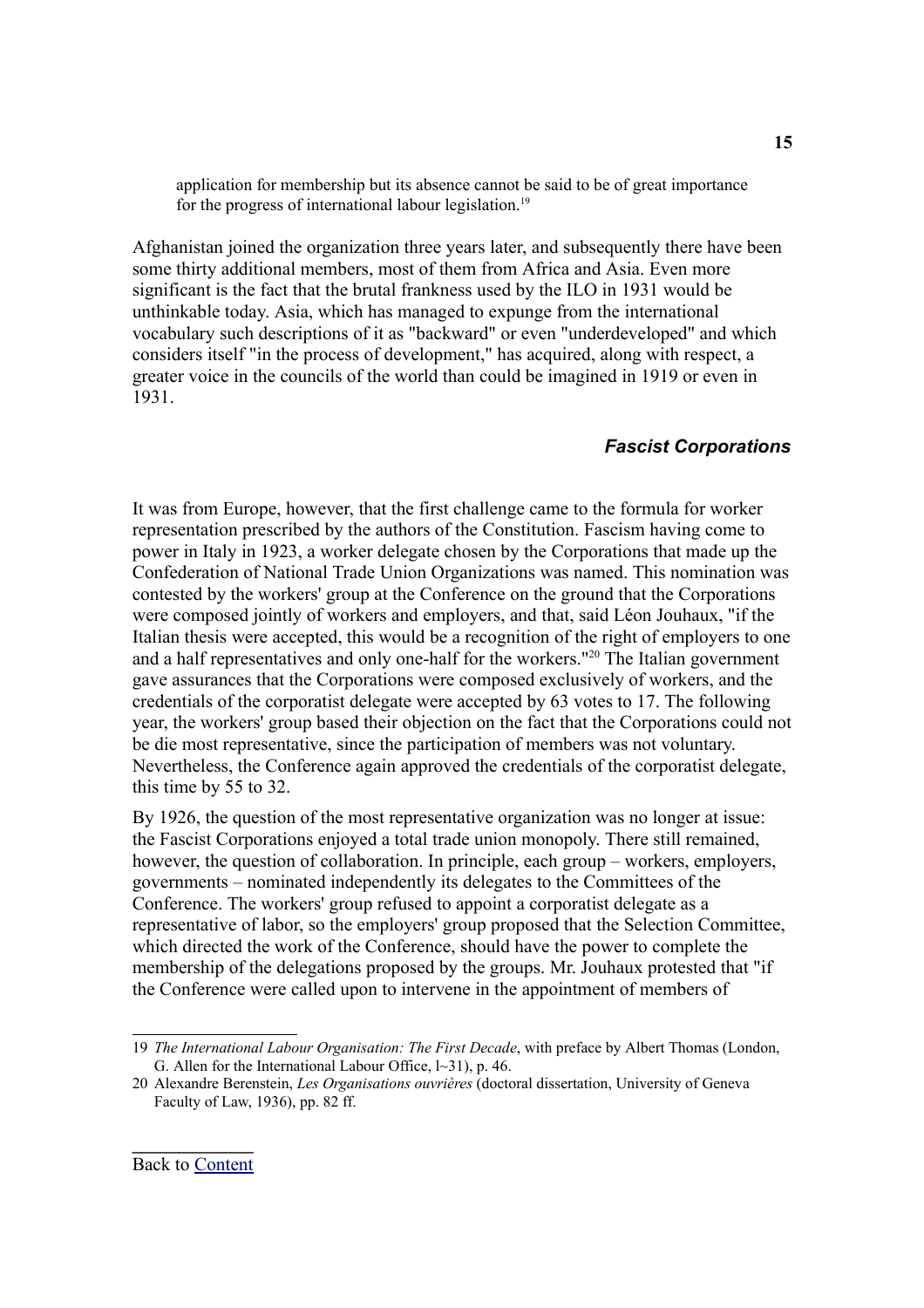> application for membership but its absence cannot be said to be of great importance for the progress of international labour legislation.[19]

Afghanistan joined the organization three years later, and subsequently there have been some thirty additional members, most of them from Africa and Asia. Even more significant is the fact that the brutal frankness used by the ILO in 1931 would be unthinkable today. Asia, which has managed to expunge from the international vocabulary such descriptions of it as "backward" or even "underdeveloped" and which considers itself "in the process of development," has acquired, along with respect, a greater voice in the councils of the world than could be imagined in 1919 or even in 1931.

### *Fascist Corporations*

It was from Europe, however, that the first challenge came to the formula for worker representation prescribed by the authors of the Constitution. Fascism having come to power in Italy in 1923, a worker delegate chosen by the Corporations that made up the Confederation of National Trade Union Organizations was named. This nomination was contested by the workers' group at the Conference on the ground that the Corporations were composed jointly of workers and employers, and that, said Léon Jouhaux, "if the Italian thesis were accepted, this would be a recognition of the right of employers to one and a half representatives and only one-half for the workers."[20] The Italian government gave assurances that the Corporations were composed exclusively of workers, and the credentials of the corporatist delegate were accepted by 63 votes to 17. The following year, the workers' group based their objection on the fact that the Corporations could not be die most representative, since the participation of members was not voluntary. Nevertheless, the Conference again approved the credentials of the corporatist delegate, this time by 55 to 32.

By 1926, the question of the most representative organization was no longer at issue: the Fascist Corporations enjoyed a total trade union monopoly. There still remained, however, the question of collaboration. In principle, each group – workers, employers, governments – nominated independently its delegates to the Committees of the Conference. The workers' group refused to appoint a corporatist delegate as a representative of labor, so the employers' group proposed that the Selection Committee, which directed the work of the Conference, should have the power to complete the membership of the delegations proposed by the groups. Mr. Jouhaux protested that "if the Conference were called upon to intervene in the appointment of members of

---

19 *The International Labour Organisation: The First Decade*, with preface by Albert Thomas (London, G. Allen for the International Labour Office, l~31), p. 46.

20 Alexandre Berenstein, *Les Organisations ouvrières* (doctoral dissertation, University of Geneva Faculty of Law, 1936), pp. 82 ff.

Back to Content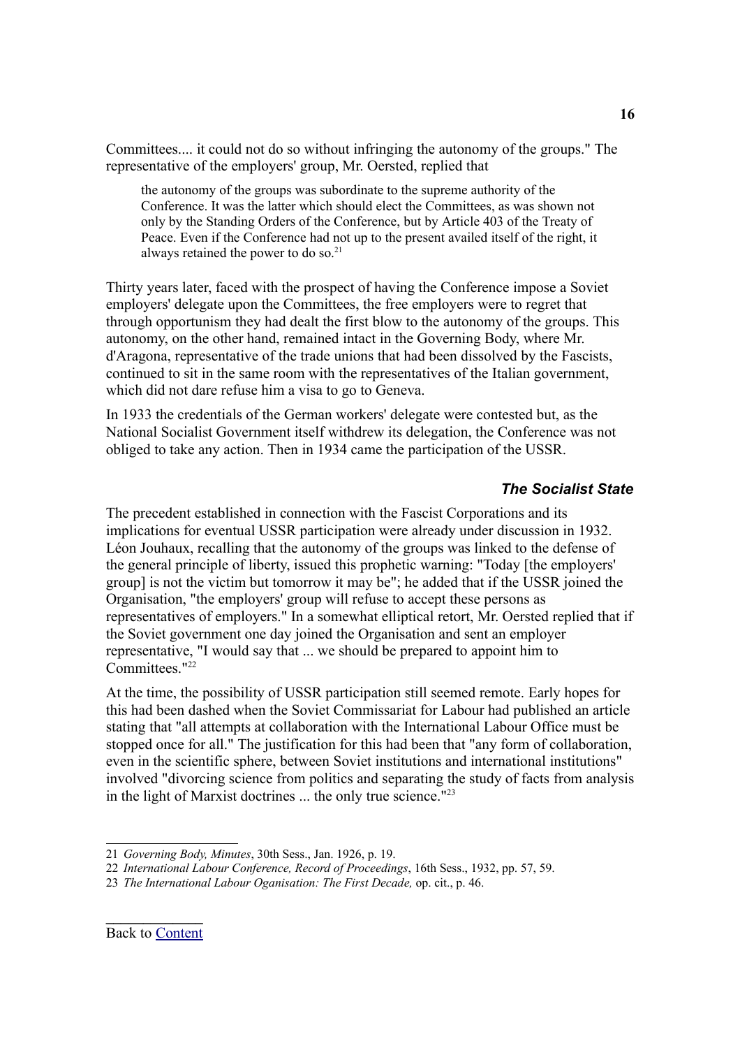Committees.... it could not do so without infringing the autonomy of the groups." The representative of the employers' group, Mr. Oersted, replied that

> the autonomy of the groups was subordinate to the supreme authority of the Conference. It was the latter which should elect the Committees, as was shown not only by the Standing Orders of the Conference, but by Article 403 of the Treaty of Peace. Even if the Conference had not up to the present availed itself of the right, it always retained the power to do so.[21]

Thirty years later, faced with the prospect of having the Conference impose a Soviet employers' delegate upon the Committees, the free employers were to regret that through opportunism they had dealt the first blow to the autonomy of the groups. This autonomy, on the other hand, remained intact in the Governing Body, where Mr. d'Aragona, representative of the trade unions that had been dissolved by the Fascists, continued to sit in the same room with the representatives of the Italian government, which did not dare refuse him a visa to go to Geneva.

In 1933 the credentials of the German workers' delegate were contested but, as the National Socialist Government itself withdrew its delegation, the Conference was not obliged to take any action. Then in 1934 came the participation of the USSR.

### *The Socialist State*

The precedent established in connection with the Fascist Corporations and its implications for eventual USSR participation were already under discussion in 1932. Léon Jouhaux, recalling that the autonomy of the groups was linked to the defense of the general principle of liberty, issued this prophetic warning: "Today [the employers' group] is not the victim but tomorrow it may be"; he added that if the USSR joined the Organisation, "the employers' group will refuse to accept these persons as representatives of employers." In a somewhat elliptical retort, Mr. Oersted replied that if the Soviet government one day joined the Organisation and sent an employer representative, "I would say that ... we should be prepared to appoint him to Committees."[22]

At the time, the possibility of USSR participation still seemed remote. Early hopes for this had been dashed when the Soviet Commissariat for Labour had published an article stating that "all attempts at collaboration with the International Labour Office must be stopped once for all." The justification for this had been that "any form of collaboration, even in the scientific sphere, between Soviet institutions and international institutions" involved "divorcing science from politics and separating the study of facts from analysis in the light of Marxist doctrines ... the only true science."[23]

---

21 *Governing Body, Minutes*, 30th Sess., Jan. 1926, p. 19.

22 *International Labour Conference, Record of Proceedings*, 16th Sess., 1932, pp. 57, 59.

23 *The International Labour Oganisation: The First Decade,* op. cit., p. 46.

Back to Content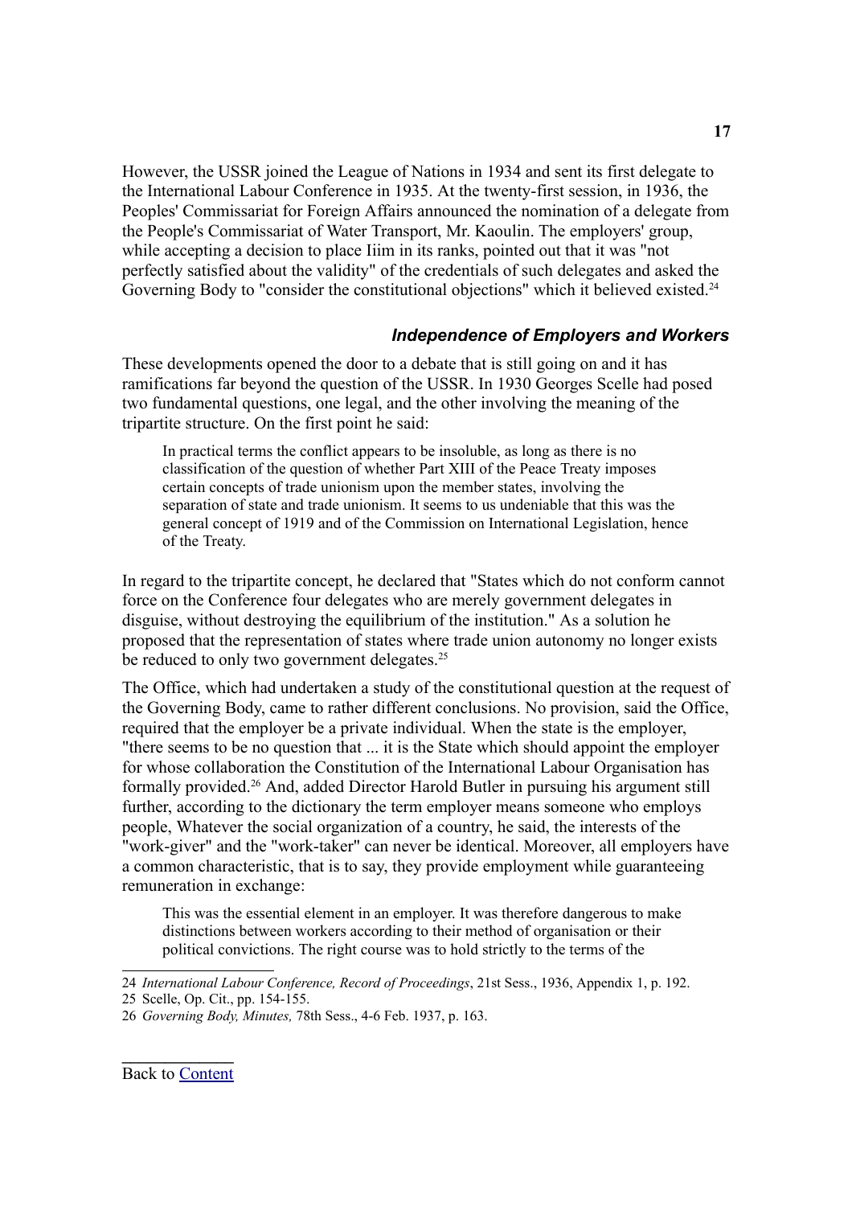However, the USSR joined the League of Nations in 1934 and sent its first delegate to the International Labour Conference in 1935. At the twenty-first session, in 1936, the Peoples' Commissariat for Foreign Affairs announced the nomination of a delegate from the People's Commissariat of Water Transport, Mr. Kaoulin. The employers' group, while accepting a decision to place Iiim in its ranks, pointed out that it was "not perfectly satisfied about the validity" of the credentials of such delegates and asked the Governing Body to "consider the constitutional objections" which it believed existed.[24]

### *Independence of Employers and Workers*

These developments opened the door to a debate that is still going on and it has ramifications far beyond the question of the USSR. In 1930 Georges Scelle had posed two fundamental questions, one legal, and the other involving the meaning of the tripartite structure. On the first point he said:

> In practical terms the conflict appears to be insoluble, as long as there is no classification of the question of whether Part XIII of the Peace Treaty imposes certain concepts of trade unionism upon the member states, involving the separation of state and trade unionism. It seems to us undeniable that this was the general concept of 1919 and of the Commission on International Legislation, hence of the Treaty.

In regard to the tripartite concept, he declared that "States which do not conform cannot force on the Conference four delegates who are merely government delegates in disguise, without destroying the equilibrium of the institution." As a solution he proposed that the representation of states where trade union autonomy no longer exists be reduced to only two government delegates.[25]

The Office, which had undertaken a study of the constitutional question at the request of the Governing Body, came to rather different conclusions. No provision, said the Office, required that the employer be a private individual. When the state is the employer, "there seems to be no question that ... it is the State which should appoint the employer for whose collaboration the Constitution of the International Labour Organisation has formally provided.[26] And, added Director Harold Butler in pursuing his argument still further, according to the dictionary the term employer means someone who employs people, Whatever the social organization of a country, he said, the interests of the "work-giver" and the "work-taker" can never be identical. Moreover, all employers have a common characteristic, that is to say, they provide employment while guaranteeing remuneration in exchange:

> This was the essential element in an employer. It was therefore dangerous to make distinctions between workers according to their method of organisation or their political convictions. The right course was to hold strictly to the terms of the

---

24 *International Labour Conference, Record of Proceedings*, 21st Sess., 1936, Appendix 1, p. 192.

25 Scelle, Op. Cit., pp. 154-155.

26 *Governing Body, Minutes,* 78th Sess., 4-6 Feb. 1937, p. 163.

Back to Content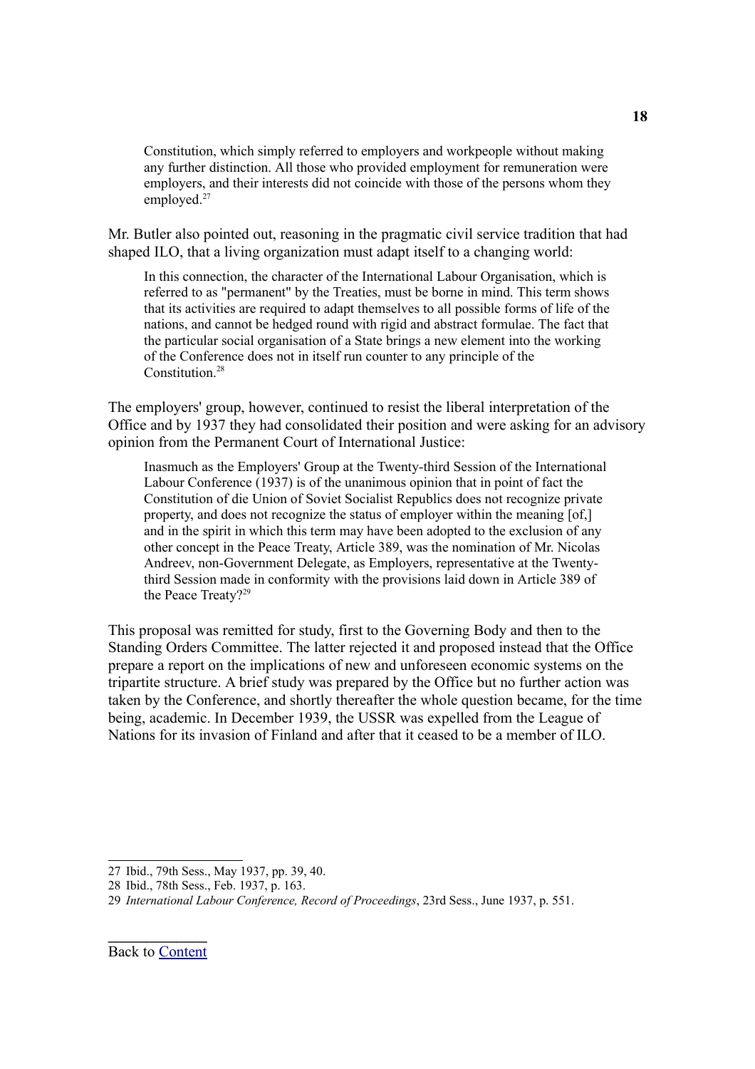> Constitution, which simply referred to employers and workpeople without making any further distinction. All those who provided employment for remuneration were employers, and their interests did not coincide with those of the persons whom they employed.[27]

Mr. Butler also pointed out, reasoning in the pragmatic civil service tradition that had shaped ILO, that a living organization must adapt itself to a changing world:

> In this connection, the character of the International Labour Organisation, which is referred to as "permanent" by the Treaties, must be borne in mind. This term shows that its activities are required to adapt themselves to all possible forms of life of the nations, and cannot be hedged round with rigid and abstract formulae. The fact that the particular social organisation of a State brings a new element into the working of the Conference does not in itself run counter to any principle of the Constitution.[28]

The employers' group, however, continued to resist the liberal interpretation of the Office and by 1937 they had consolidated their position and were asking for an advisory opinion from the Permanent Court of International Justice:

> Inasmuch as the Employers' Group at the Twenty-third Session of the International Labour Conference (1937) is of the unanimous opinion that in point of fact the Constitution of die Union of Soviet Socialist Republics does not recognize private property, and does not recognize the status of employer within the meaning [of,] and in the spirit in which this term may have been adopted to the exclusion of any other concept in the Peace Treaty, Article 389, was the nomination of Mr. Nicolas Andreev, non-Government Delegate, as Employers, representative at the Twenty-third Session made in conformity with the provisions laid down in Article 389 of the Peace Treaty?[29]

This proposal was remitted for study, first to the Governing Body and then to the Standing Orders Committee. The latter rejected it and proposed instead that the Office prepare a report on the implications of new and unforeseen economic systems on the tripartite structure. A brief study was prepared by the Office but no further action was taken by the Conference, and shortly thereafter the whole question became, for the time being, academic. In December 1939, the USSR was expelled from the League of Nations for its invasion of Finland and after that it ceased to be a member of ILO.

---

27 Ibid., 79th Sess., May 1937, pp. 39, 40.

28 Ibid., 78th Sess., Feb. 1937, p. 163.

29 *International Labour Conference, Record of Proceedings*, 23rd Sess., June 1937, p. 551.

Back to Content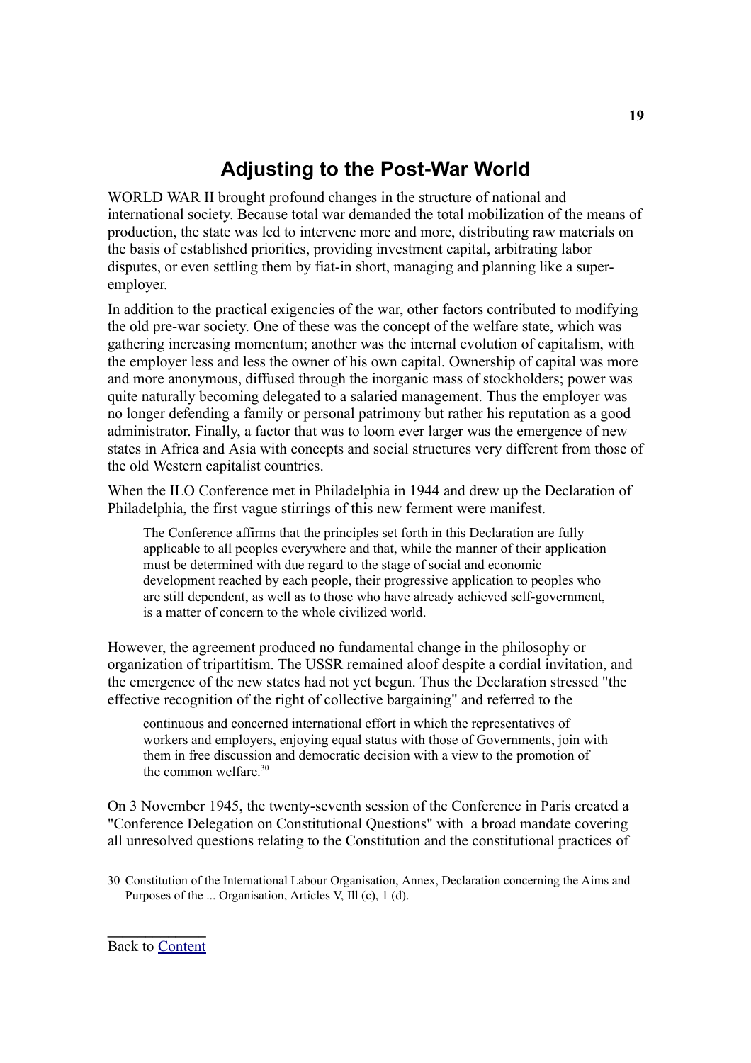# Adjusting to the Post-War World

WORLD WAR II brought profound changes in the structure of national and international society. Because total war demanded the total mobilization of the means of production, the state was led to intervene more and more, distributing raw materials on the basis of established priorities, providing investment capital, arbitrating labor disputes, or even settling them by fiat-in short, managing and planning like a super-employer.

In addition to the practical exigencies of the war, other factors contributed to modifying the old pre-war society. One of these was the concept of the welfare state, which was gathering increasing momentum; another was the internal evolution of capitalism, with the employer less and less the owner of his own capital. Ownership of capital was more and more anonymous, diffused through the inorganic mass of stockholders; power was quite naturally becoming delegated to a salaried management. Thus the employer was no longer defending a family or personal patrimony but rather his reputation as a good administrator. Finally, a factor that was to loom ever larger was the emergence of new states in Africa and Asia with concepts and social structures very different from those of the old Western capitalist countries.

When the ILO Conference met in Philadelphia in 1944 and drew up the Declaration of Philadelphia, the first vague stirrings of this new ferment were manifest.

> The Conference affirms that the principles set forth in this Declaration are fully applicable to all peoples everywhere and that, while the manner of their application must be determined with due regard to the stage of social and economic development reached by each people, their progressive application to peoples who are still dependent, as well as to those who have already achieved self-government, is a matter of concern to the whole civilized world.

However, the agreement produced no fundamental change in the philosophy or organization of tripartitism. The USSR remained aloof despite a cordial invitation, and the emergence of the new states had not yet begun. Thus the Declaration stressed "the effective recognition of the right of collective bargaining" and referred to the

> continuous and concerned international effort in which the representatives of workers and employers, enjoying equal status with those of Governments, join with them in free discussion and democratic decision with a view to the promotion of the common welfare.[30]

On 3 November 1945, the twenty-seventh session of the Conference in Paris created a "Conference Delegation on Constitutional Questions" with a broad mandate covering all unresolved questions relating to the Constitution and the constitutional practices of

---

30 Constitution of the International Labour Organisation, Annex, Declaration concerning the Aims and Purposes of the ... Organisation, Articles V, Ill (c), 1 (d).

Back to Content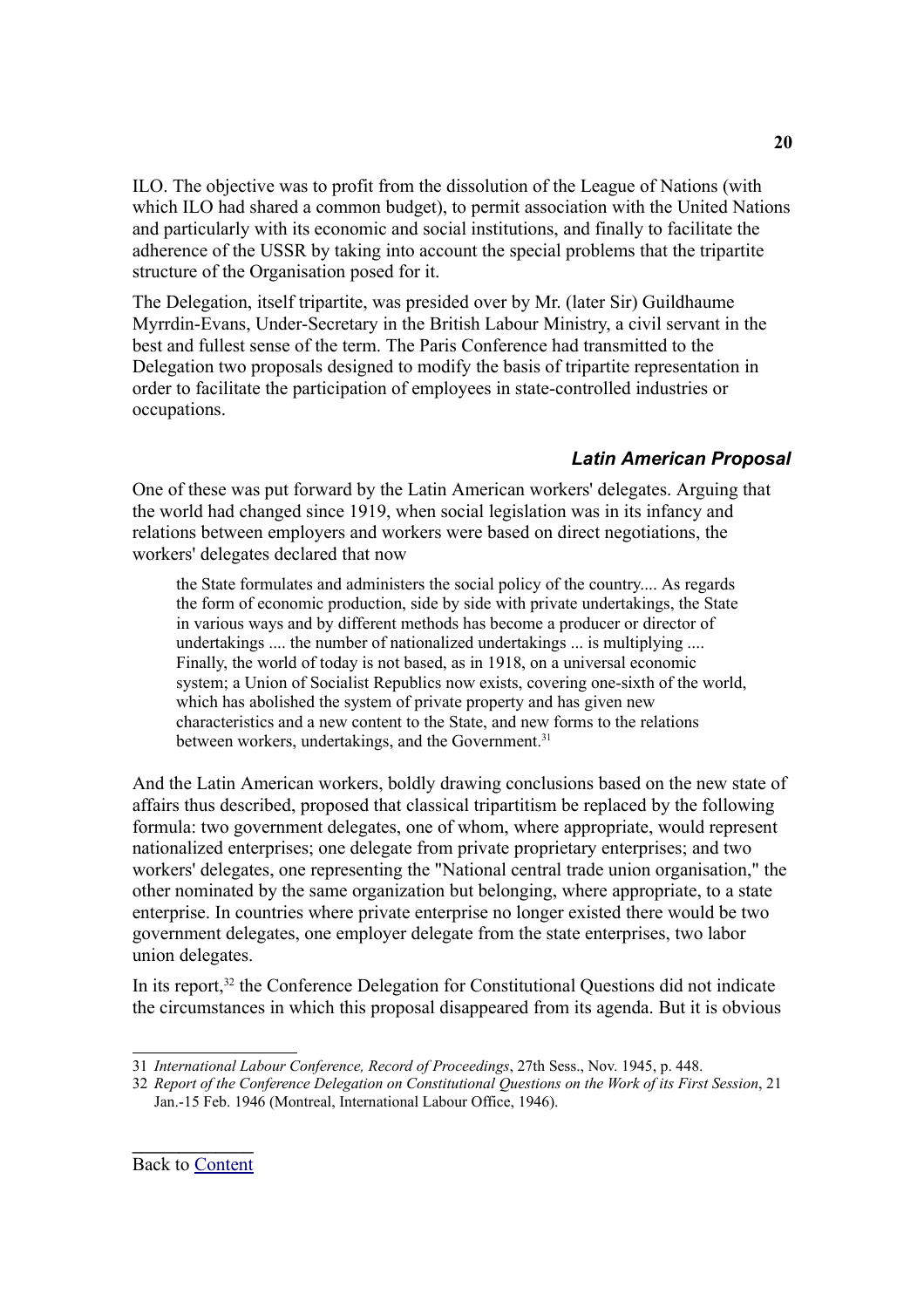ILO. The objective was to profit from the dissolution of the League of Nations (with which ILO had shared a common budget), to permit association with the United Nations and particularly with its economic and social institutions, and finally to facilitate the adherence of the USSR by taking into account the special problems that the tripartite structure of the Organisation posed for it.

The Delegation, itself tripartite, was presided over by Mr. (later Sir) Guildhaume Myrrdin-Evans, Under-Secretary in the British Labour Ministry, a civil servant in the best and fullest sense of the term. The Paris Conference had transmitted to the Delegation two proposals designed to modify the basis of tripartite representation in order to facilitate the participation of employees in state-controlled industries or occupations.

### *Latin American Proposal*

One of these was put forward by the Latin American workers' delegates. Arguing that the world had changed since 1919, when social legislation was in its infancy and relations between employers and workers were based on direct negotiations, the workers' delegates declared that now

> the State formulates and administers the social policy of the country.... As regards the form of economic production, side by side with private undertakings, the State in various ways and by different methods has become a producer or director of undertakings .... the number of nationalized undertakings ... is multiplying .... Finally, the world of today is not based, as in 1918, on a universal economic system; a Union of Socialist Republics now exists, covering one-sixth of the world, which has abolished the system of private property and has given new characteristics and a new content to the State, and new forms to the relations between workers, undertakings, and the Government.[31]

And the Latin American workers, boldly drawing conclusions based on the new state of affairs thus described, proposed that classical tripartitism be replaced by the following formula: two government delegates, one of whom, where appropriate, would represent nationalized enterprises; one delegate from private proprietary enterprises; and two workers' delegates, one representing the "National central trade union organisation," the other nominated by the same organization but belonging, where appropriate, to a state enterprise. In countries where private enterprise no longer existed there would be two government delegates, one employer delegate from the state enterprises, two labor union delegates.

In its report,[32] the Conference Delegation for Constitutional Questions did not indicate the circumstances in which this proposal disappeared from its agenda. But it is obvious

---

31 *International Labour Conference, Record of Proceedings*, 27th Sess., Nov. 1945, p. 448.

32 *Report of the Conference Delegation on Constitutional Questions on the Work of its First Session*, 21 Jan.-15 Feb. 1946 (Montreal, International Labour Office, 1946).

Back to Content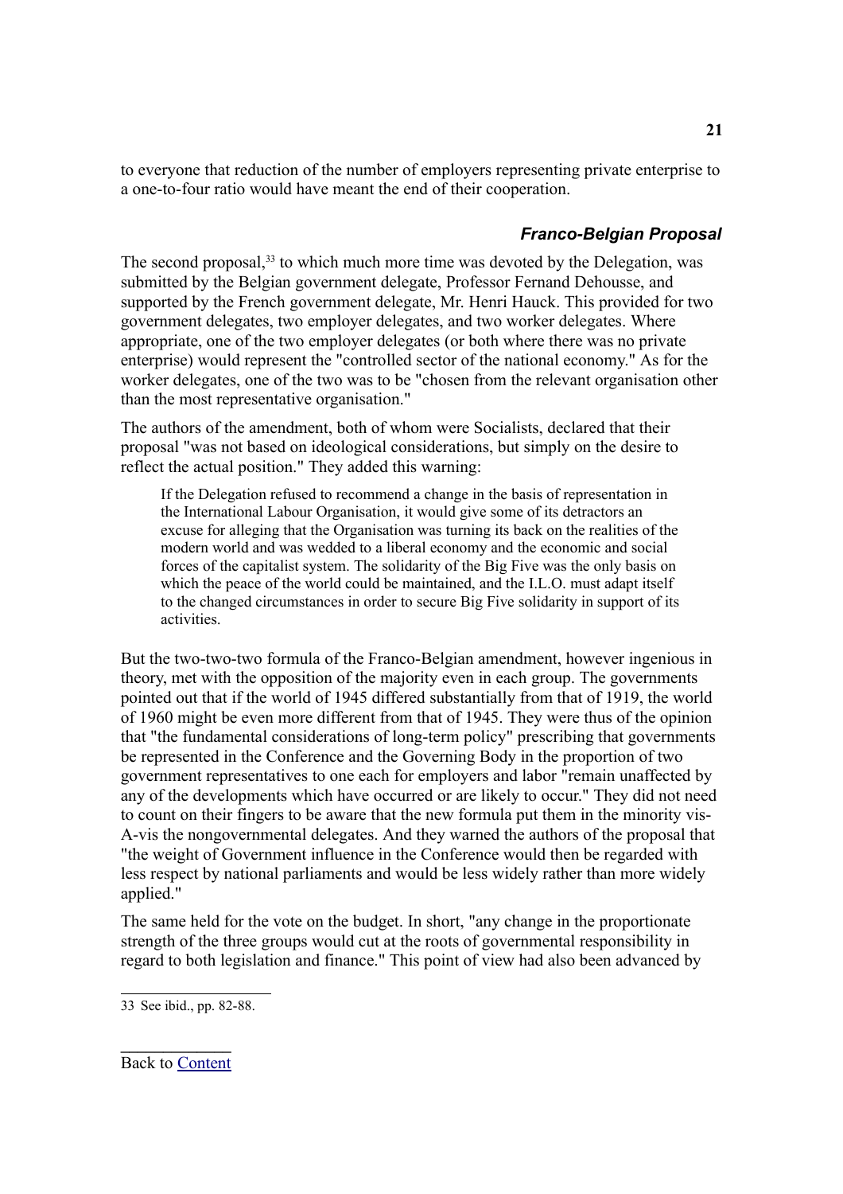to everyone that reduction of the number of employers representing private enterprise to a one-to-four ratio would have meant the end of their cooperation.

### *Franco-Belgian Proposal*

The second proposal,[33] to which much more time was devoted by the Delegation, was submitted by the Belgian government delegate, Professor Fernand Dehousse, and supported by the French government delegate, Mr. Henri Hauck. This provided for two government delegates, two employer delegates, and two worker delegates. Where appropriate, one of the two employer delegates (or both where there was no private enterprise) would represent the "controlled sector of the national economy." As for the worker delegates, one of the two was to be "chosen from the relevant organisation other than the most representative organisation."

The authors of the amendment, both of whom were Socialists, declared that their proposal "was not based on ideological considerations, but simply on the desire to reflect the actual position." They added this warning:

> If the Delegation refused to recommend a change in the basis of representation in the International Labour Organisation, it would give some of its detractors an excuse for alleging that the Organisation was turning its back on the realities of the modern world and was wedded to a liberal economy and the economic and social forces of the capitalist system. The solidarity of the Big Five was the only basis on which the peace of the world could be maintained, and the I.L.O. must adapt itself to the changed circumstances in order to secure Big Five solidarity in support of its activities.

But the two-two-two formula of the Franco-Belgian amendment, however ingenious in theory, met with the opposition of the majority even in each group. The governments pointed out that if the world of 1945 differed substantially from that of 1919, the world of 1960 might be even more different from that of 1945. They were thus of the opinion that "the fundamental considerations of long-term policy" prescribing that governments be represented in the Conference and the Governing Body in the proportion of two government representatives to one each for employers and labor "remain unaffected by any of the developments which have occurred or are likely to occur." They did not need to count on their fingers to be aware that the new formula put them in the minority vis-A-vis the nongovernmental delegates. And they warned the authors of the proposal that "the weight of Government influence in the Conference would then be regarded with less respect by national parliaments and would be less widely rather than more widely applied."

The same held for the vote on the budget. In short, "any change in the proportionate strength of the three groups would cut at the roots of governmental responsibility in regard to both legislation and finance." This point of view had also been advanced by

---

33 See ibid., pp. 82-88.

Back to Content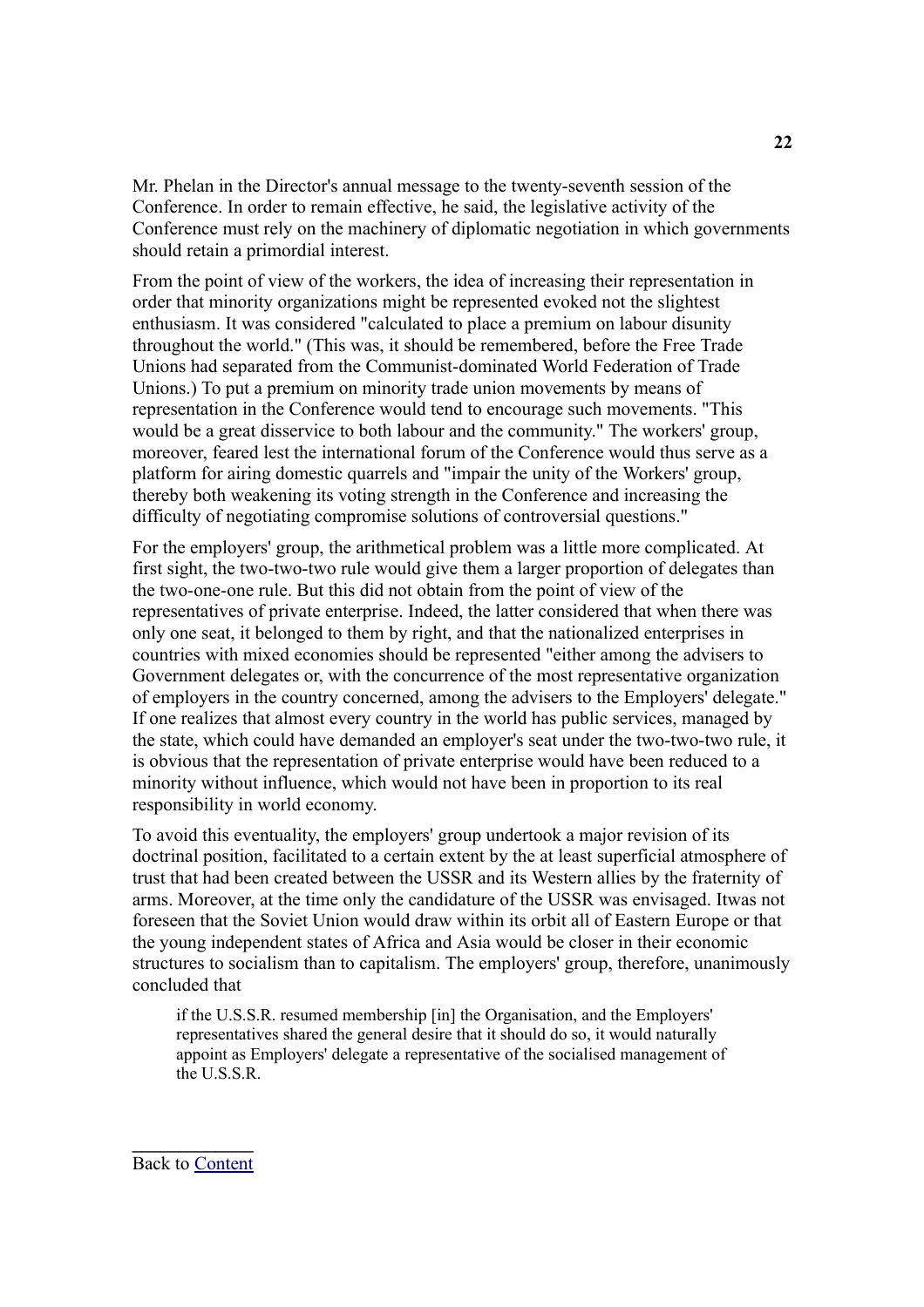Mr. Phelan in the Director's annual message to the twenty-seventh session of the Conference. In order to remain effective, he said, the legislative activity of the Conference must rely on the machinery of diplomatic negotiation in which governments should retain a primordial interest.

From the point of view of the workers, the idea of increasing their representation in order that minority organizations might be represented evoked not the slightest enthusiasm. It was considered "calculated to place a premium on labour disunity throughout the world." (This was, it should be remembered, before the Free Trade Unions had separated from the Communist-dominated World Federation of Trade Unions.) To put a premium on minority trade union movements by means of representation in the Conference would tend to encourage such movements. "This would be a great disservice to both labour and the community." The workers' group, moreover, feared lest the international forum of the Conference would thus serve as a platform for airing domestic quarrels and "impair the unity of the Workers' group, thereby both weakening its voting strength in the Conference and increasing the difficulty of negotiating compromise solutions of controversial questions."

For the employers' group, the arithmetical problem was a little more complicated. At first sight, the two-two-two rule would give them a larger proportion of delegates than the two-one-one rule. But this did not obtain from the point of view of the representatives of private enterprise. Indeed, the latter considered that when there was only one seat, it belonged to them by right, and that the nationalized enterprises in countries with mixed economies should be represented "either among the advisers to Government delegates or, with the concurrence of the most representative organization of employers in the country concerned, among the advisers to the Employers' delegate." If one realizes that almost every country in the world has public services, managed by the state, which could have demanded an employer's seat under the two-two-two rule, it is obvious that the representation of private enterprise would have been reduced to a minority without influence, which would not have been in proportion to its real responsibility in world economy.

To avoid this eventuality, the employers' group undertook a major revision of its doctrinal position, facilitated to a certain extent by the at least superficial atmosphere of trust that had been created between the USSR and its Western allies by the fraternity of arms. Moreover, at the time only the candidature of the USSR was envisaged. Itwas not foreseen that the Soviet Union would draw within its orbit all of Eastern Europe or that the young independent states of Africa and Asia would be closer in their economic structures to socialism than to capitalism. The employers' group, therefore, unanimously concluded that

> if the U.S.S.R. resumed membership [in] the Organisation, and the Employers' representatives shared the general desire that it should do so, it would naturally appoint as Employers' delegate a representative of the socialised management of the U.S.S.R.

Back to Content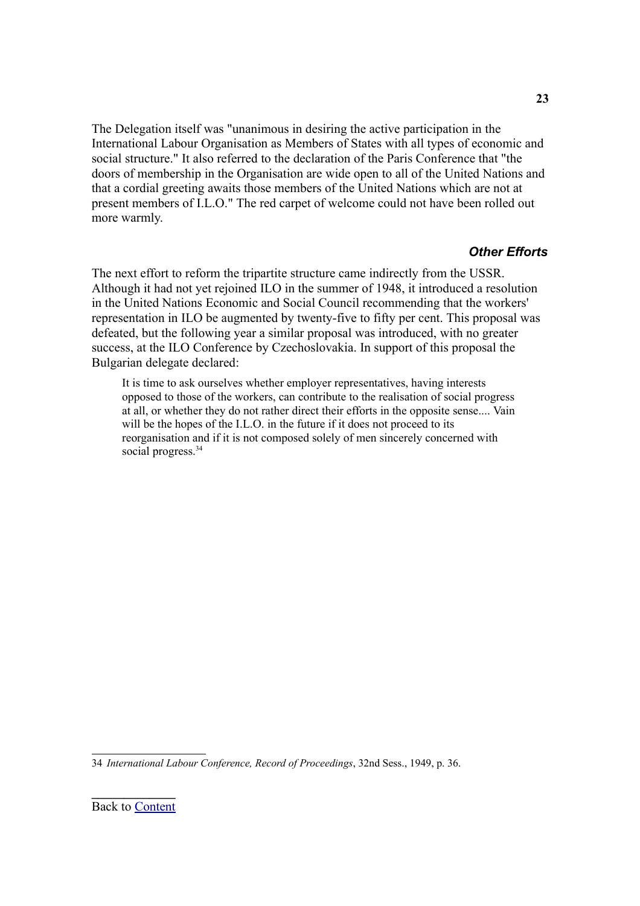The Delegation itself was "unanimous in desiring the active participation in the International Labour Organisation as Members of States with all types of economic and social structure." It also referred to the declaration of the Paris Conference that "the doors of membership in the Organisation are wide open to all of the United Nations and that a cordial greeting awaits those members of the United Nations which are not at present members of I.L.O." The red carpet of welcome could not have been rolled out more warmly.

### *Other Efforts*

The next effort to reform the tripartite structure came indirectly from the USSR. Although it had not yet rejoined ILO in the summer of 1948, it introduced a resolution in the United Nations Economic and Social Council recommending that the workers' representation in ILO be augmented by twenty-five to fifty per cent. This proposal was defeated, but the following year a similar proposal was introduced, with no greater success, at the ILO Conference by Czechoslovakia. In support of this proposal the Bulgarian delegate declared:

> It is time to ask ourselves whether employer representatives, having interests opposed to those of the workers, can contribute to the realisation of social progress at all, or whether they do not rather direct their efforts in the opposite sense.... Vain will be the hopes of the I.L.O. in the future if it does not proceed to its reorganisation and if it is not composed solely of men sincerely concerned with social progress.[34]

---

34 *International Labour Conference, Record of Proceedings*, 32nd Sess., 1949, p. 36.

Back to Content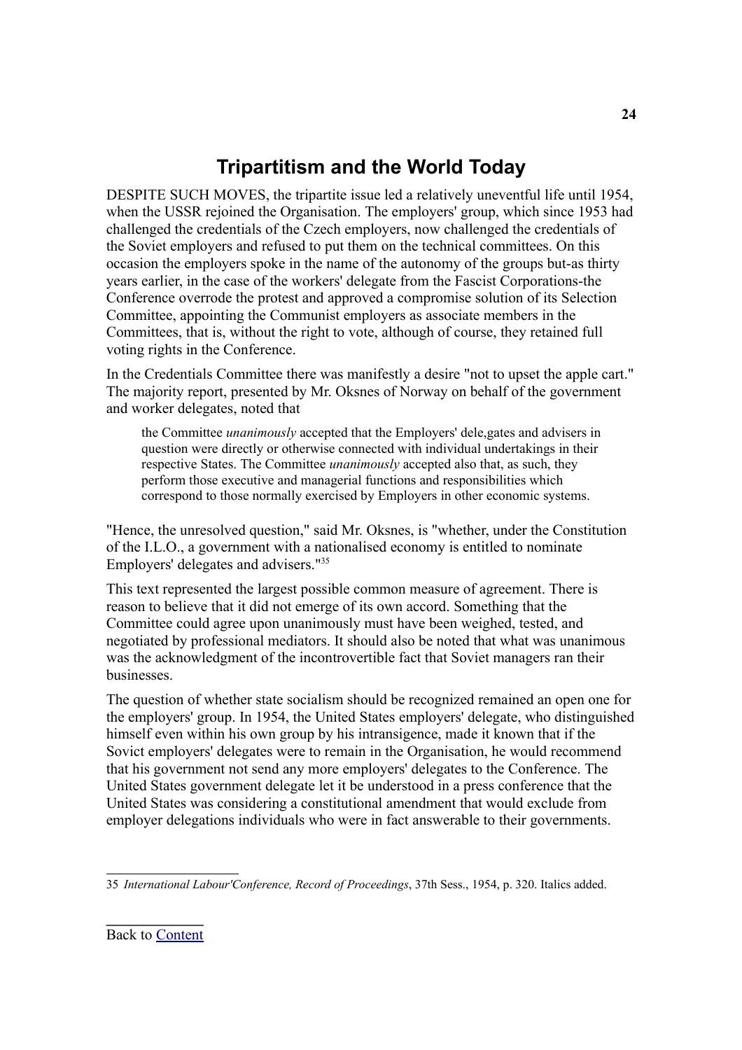## Tripartitism and the World Today

DESPITE SUCH MOVES, the tripartite issue led a relatively uneventful life until 1954, when the USSR rejoined the Organisation. The employers' group, which since 1953 had challenged the credentials of the Czech employers, now challenged the credentials of the Soviet employers and refused to put them on the technical committees. On this occasion the employers spoke in the name of the autonomy of the groups but-as thirty years earlier, in the case of the workers' delegate from the Fascist Corporations-the Conference overrode the protest and approved a compromise solution of its Selection Committee, appointing the Communist employers as associate members in the Committees, that is, without the right to vote, although of course, they retained full voting rights in the Conference.

In the Credentials Committee there was manifestly a desire "not to upset the apple cart." The majority report, presented by Mr. Oksnes of Norway on behalf of the government and worker delegates, noted that

> the Committee *unanimously* accepted that the Employers' dele,gates and advisers in question were directly or otherwise connected with individual undertakings in their respective States. The Committee *unanimously* accepted also that, as such, they perform those executive and managerial functions and responsibilities which correspond to those normally exercised by Employers in other economic systems.

"Hence, the unresolved question," said Mr. Oksnes, is "whether, under the Constitution of the I.L.O., a government with a nationalised economy is entitled to nominate Employers' delegates and advisers."[35]

This text represented the largest possible common measure of agreement. There is reason to believe that it did not emerge of its own accord. Something that the Committee could agree upon unanimously must have been weighed, tested, and negotiated by professional mediators. It should also be noted that what was unanimous was the acknowledgment of the incontrovertible fact that Soviet managers ran their businesses.

The question of whether state socialism should be recognized remained an open one for the employers' group. In 1954, the United States employers' delegate, who distinguished himself even within his own group by his intransigence, made it known that if the Sovict employers' delegates were to remain in the Organisation, he would recommend that his government not send any more employers' delegates to the Conference. The United States government delegate let it be understood in a press conference that the United States was considering a constitutional amendment that would exclude from employer delegations individuals who were in fact answerable to their governments.

---

35 *International Labour'Conference, Record of Proceedings*, 37th Sess., 1954, p. 320. Italics added.

Back to Content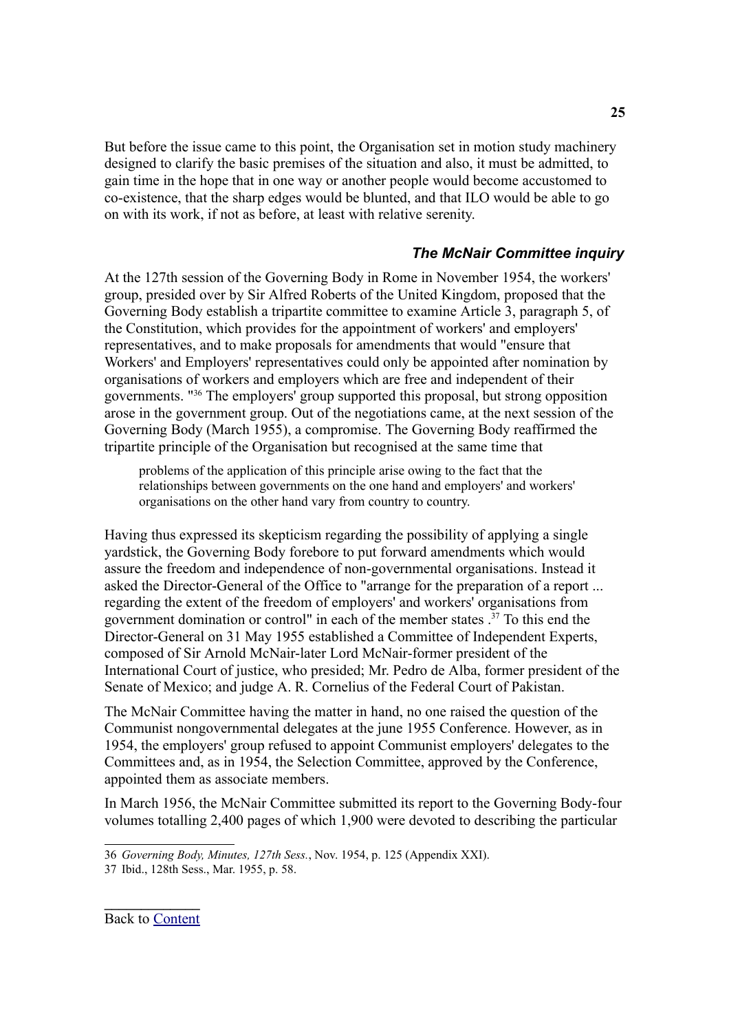But before the issue came to this point, the Organisation set in motion study machinery designed to clarify the basic premises of the situation and also, it must be admitted, to gain time in the hope that in one way or another people would become accustomed to co-existence, that the sharp edges would be blunted, and that ILO would be able to go on with its work, if not as before, at least with relative serenity.

### *The McNair Committee inquiry*

At the 127th session of the Governing Body in Rome in November 1954, the workers' group, presided over by Sir Alfred Roberts of the United Kingdom, proposed that the Governing Body establish a tripartite committee to examine Article 3, paragraph 5, of the Constitution, which provides for the appointment of workers' and employers' representatives, and to make proposals for amendments that would "ensure that Workers' and Employers' representatives could only be appointed after nomination by organisations of workers and employers which are free and independent of their governments. "[36] The employers' group supported this proposal, but strong opposition arose in the government group. Out of the negotiations came, at the next session of the Governing Body (March 1955), a compromise. The Governing Body reaffirmed the tripartite principle of the Organisation but recognised at the same time that

> problems of the application of this principle arise owing to the fact that the relationships between governments on the one hand and employers' and workers' organisations on the other hand vary from country to country.

Having thus expressed its skepticism regarding the possibility of applying a single yardstick, the Governing Body forebore to put forward amendments which would assure the freedom and independence of non-governmental organisations. Instead it asked the Director-General of the Office to "arrange for the preparation of a report ... regarding the extent of the freedom of employers' and workers' organisations from government domination or control" in each of the member states .[37] To this end the Director-General on 31 May 1955 established a Committee of Independent Experts, composed of Sir Arnold McNair-later Lord McNair-former president of the International Court of justice, who presided; Mr. Pedro de Alba, former president of the Senate of Mexico; and judge A. R. Cornelius of the Federal Court of Pakistan.

The McNair Committee having the matter in hand, no one raised the question of the Communist nongovernmental delegates at the june 1955 Conference. However, as in 1954, the employers' group refused to appoint Communist employers' delegates to the Committees and, as in 1954, the Selection Committee, approved by the Conference, appointed them as associate members.

In March 1956, the McNair Committee submitted its report to the Governing Body-four volumes totalling 2,400 pages of which 1,900 were devoted to describing the particular

36 *Governing Body, Minutes, 127th Sess.*, Nov. 1954, p. 125 (Appendix XXI).

37 Ibid., 128th Sess., Mar. 1955, p. 58.

Back to Content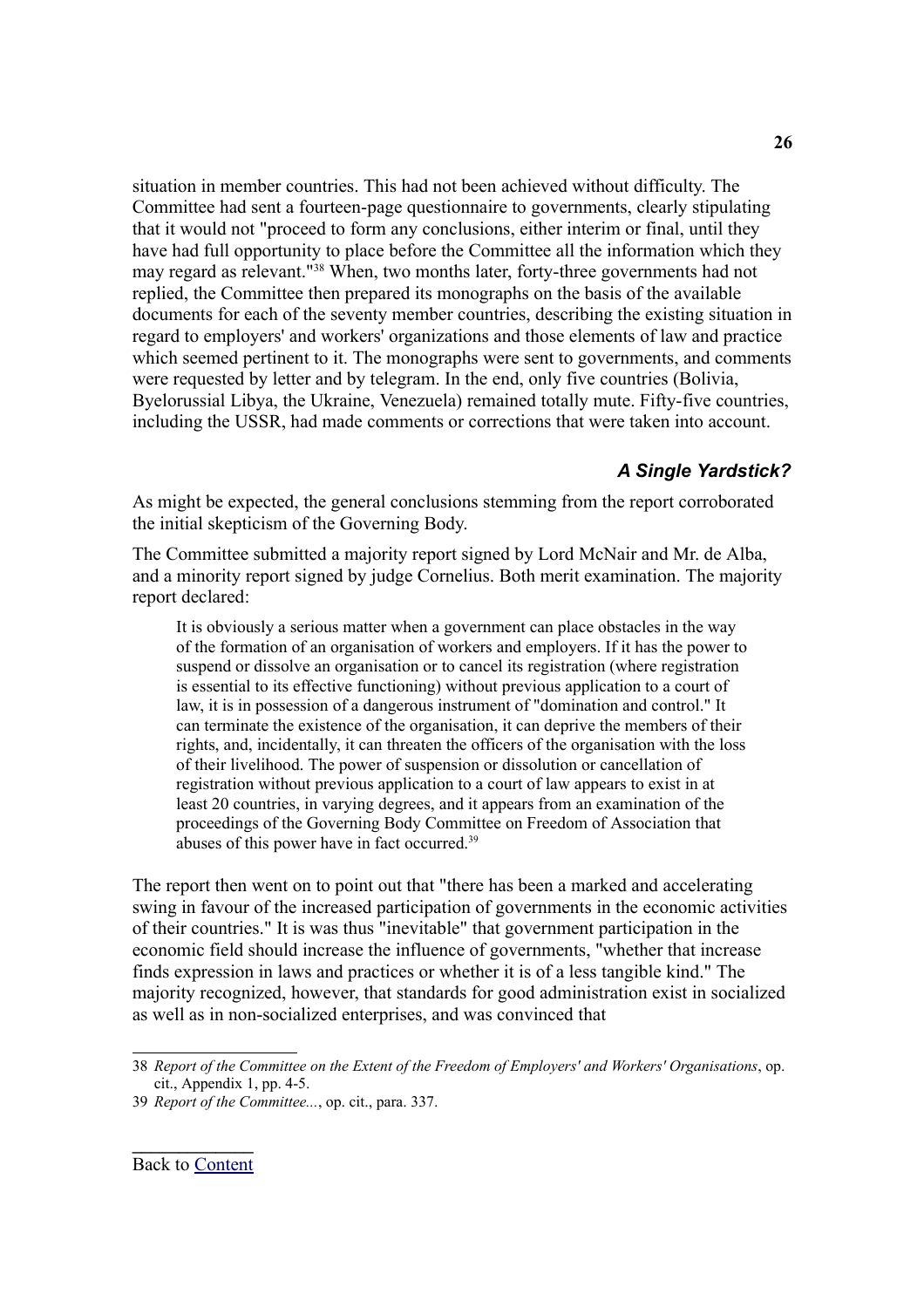situation in member countries. This had not been achieved without difficulty. The Committee had sent a fourteen-page questionnaire to governments, clearly stipulating that it would not "proceed to form any conclusions, either interim or final, until they have had full opportunity to place before the Committee all the information which they may regard as relevant."[38] When, two months later, forty-three governments had not replied, the Committee then prepared its monographs on the basis of the available documents for each of the seventy member countries, describing the existing situation in regard to employers' and workers' organizations and those elements of law and practice which seemed pertinent to it. The monographs were sent to governments, and comments were requested by letter and by telegram. In the end, only five countries (Bolivia, Byelorussian Libya, the Ukraine, Venezuela) remained totally mute. Fifty-five countries, including the USSR, had made comments or corrections that were taken into account.

### *A Single Yardstick?*

As might be expected, the general conclusions stemming from the report corroborated the initial skepticism of the Governing Body.

The Committee submitted a majority report signed by Lord McNair and Mr. de Alba, and a minority report signed by judge Cornelius. Both merit examination. The majority report declared:

> It is obviously a serious matter when a government can place obstacles in the way of the formation of an organisation of workers and employers. If it has the power to suspend or dissolve an organisation or to cancel its registration (where registration is essential to its effective functioning) without previous application to a court of law, it is in possession of a dangerous instrument of "domination and control." It can terminate the existence of the organisation, it can deprive the members of their rights, and, incidentally, it can threaten the officers of the organisation with the loss of their livelihood. The power of suspension or dissolution or cancellation of registration without previous application to a court of law appears to exist in at least 20 countries, in varying degrees, and it appears from an examination of the proceedings of the Governing Body Committee on Freedom of Association that abuses of this power have in fact occurred.[39]

The report then went on to point out that "there has been a marked and accelerating swing in favour of the increased participation of governments in the economic activities of their countries." It is was thus "inevitable" that government participation in the economic field should increase the influence of governments, "whether that increase finds expression in laws and practices or whether it is of a less tangible kind." The majority recognized, however, that standards for good administration exist in socialized as well as in non-socialized enterprises, and was convinced that

---

38 *Report of the Committee on the Extent of the Freedom of Employers' and Workers' Organisations*, op. cit., Appendix 1, pp. 4-5.

39 *Report of the Committee...*, op. cit., para. 337.

Back to Content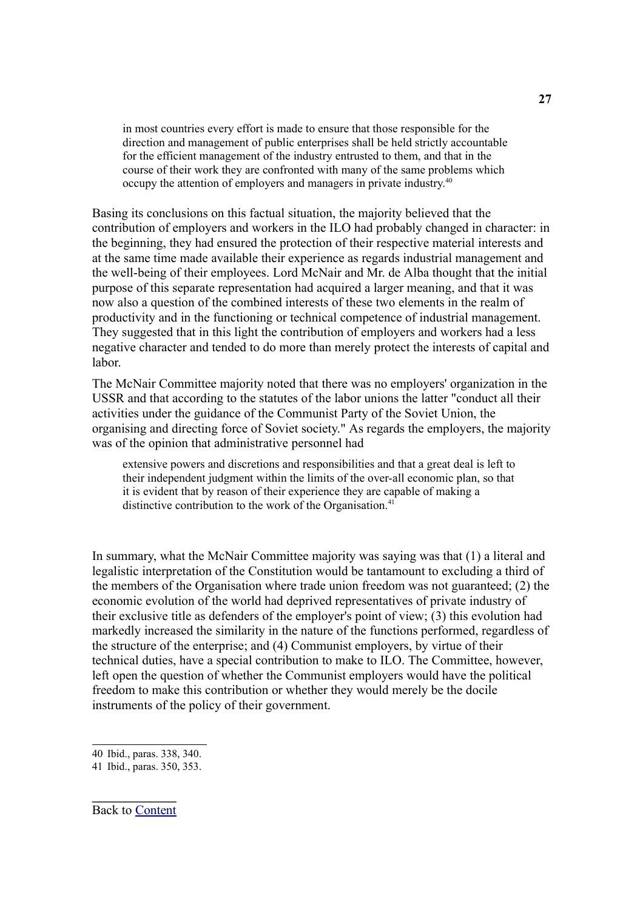> in most countries every effort is made to ensure that those responsible for the direction and management of public enterprises shall be held strictly accountable for the efficient management of the industry entrusted to them, and that in the course of their work they are confronted with many of the same problems which occupy the attention of employers and managers in private industry.[40]

Basing its conclusions on this factual situation, the majority believed that the contribution of employers and workers in the ILO had probably changed in character: in the beginning, they had ensured the protection of their respective material interests and at the same time made available their experience as regards industrial management and the well-being of their employees. Lord McNair and Mr. de Alba thought that the initial purpose of this separate representation had acquired a larger meaning, and that it was now also a question of the combined interests of these two elements in the realm of productivity and in the functioning or technical competence of industrial management. They suggested that in this light the contribution of employers and workers had a less negative character and tended to do more than merely protect the interests of capital and labor.

The McNair Committee majority noted that there was no employers' organization in the USSR and that according to the statutes of the labor unions the latter "conduct all their activities under the guidance of the Communist Party of the Soviet Union, the organising and directing force of Soviet society." As regards the employers, the majority was of the opinion that administrative personnel had

> extensive powers and discretions and responsibilities and that a great deal is left to their independent judgment within the limits of the over-all economic plan, so that it is evident that by reason of their experience they are capable of making a distinctive contribution to the work of the Organisation.[41]

In summary, what the McNair Committee majority was saying was that (1) a literal and legalistic interpretation of the Constitution would be tantamount to excluding a third of the members of the Organisation where trade union freedom was not guaranteed; (2) the economic evolution of the world had deprived representatives of private industry of their exclusive title as defenders of the employer's point of view; (3) this evolution had markedly increased the similarity in the nature of the functions performed, regardless of the structure of the enterprise; and (4) Communist employers, by virtue of their technical duties, have a special contribution to make to ILO. The Committee, however, left open the question of whether the Communist employers would have the political freedom to make this contribution or whether they would merely be the docile instruments of the policy of their government.

---

40 Ibid., paras. 338, 340.

41 Ibid., paras. 350, 353.

Back to Content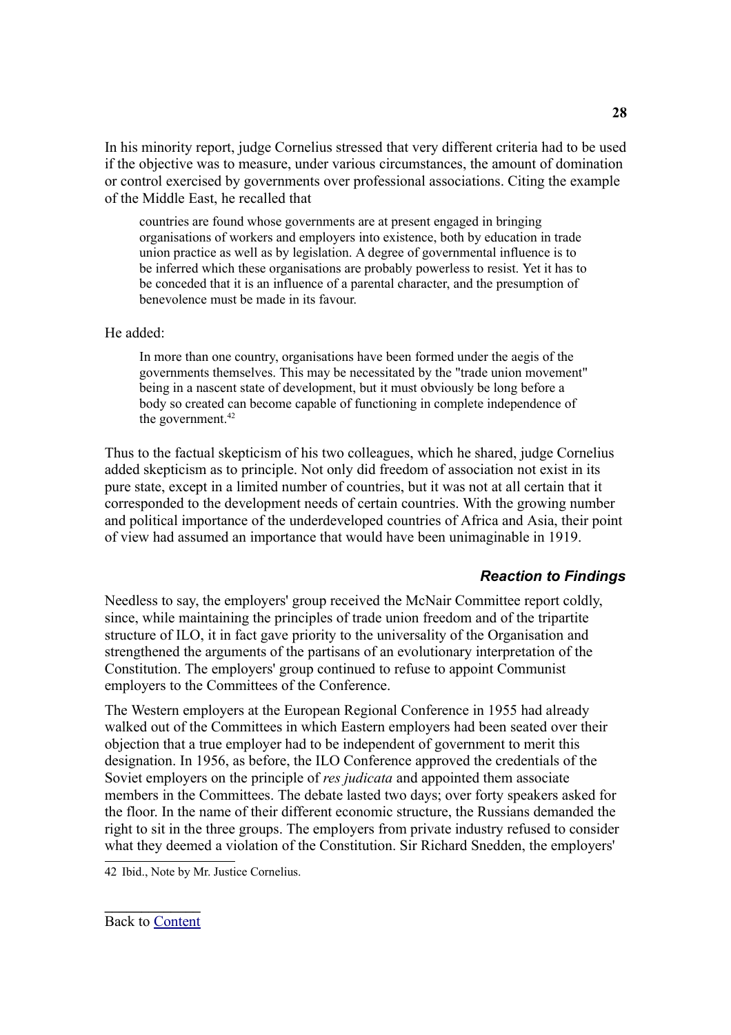In his minority report, judge Cornelius stressed that very different criteria had to be used if the objective was to measure, under various circumstances, the amount of domination or control exercised by governments over professional associations. Citing the example of the Middle East, he recalled that

> countries are found whose governments are at present engaged in bringing organisations of workers and employers into existence, both by education in trade union practice as well as by legislation. A degree of governmental influence is to be inferred which these organisations are probably powerless to resist. Yet it has to be conceded that it is an influence of a parental character, and the presumption of benevolence must be made in its favour.

He added:

> In more than one country, organisations have been formed under the aegis of the governments themselves. This may be necessitated by the "trade union movement" being in a nascent state of development, but it must obviously be long before a body so created can become capable of functioning in complete independence of the government.[42]

Thus to the factual skepticism of his two colleagues, which he shared, judge Cornelius added skepticism as to principle. Not only did freedom of association not exist in its pure state, except in a limited number of countries, but it was not at all certain that it corresponded to the development needs of certain countries. With the growing number and political importance of the underdeveloped countries of Africa and Asia, their point of view had assumed an importance that would have been unimaginable in 1919.

### *Reaction to Findings*

Needless to say, the employers' group received the McNair Committee report coldly, since, while maintaining the principles of trade union freedom and of the tripartite structure of ILO, it in fact gave priority to the universality of the Organisation and strengthened the arguments of the partisans of an evolutionary interpretation of the Constitution. The employers' group continued to refuse to appoint Communist employers to the Committees of the Conference.

The Western employers at the European Regional Conference in 1955 had already walked out of the Committees in which Eastern employers had been seated over their objection that a true employer had to be independent of government to merit this designation. In 1956, as before, the ILO Conference approved the credentials of the Soviet employers on the principle of *res judicata* and appointed them associate members in the Committees. The debate lasted two days; over forty speakers asked for the floor. In the name of their different economic structure, the Russians demanded the right to sit in the three groups. The employers from private industry refused to consider what they deemed a violation of the Constitution. Sir Richard Snedden, the employers'

42 Ibid., Note by Mr. Justice Cornelius.

Back to Content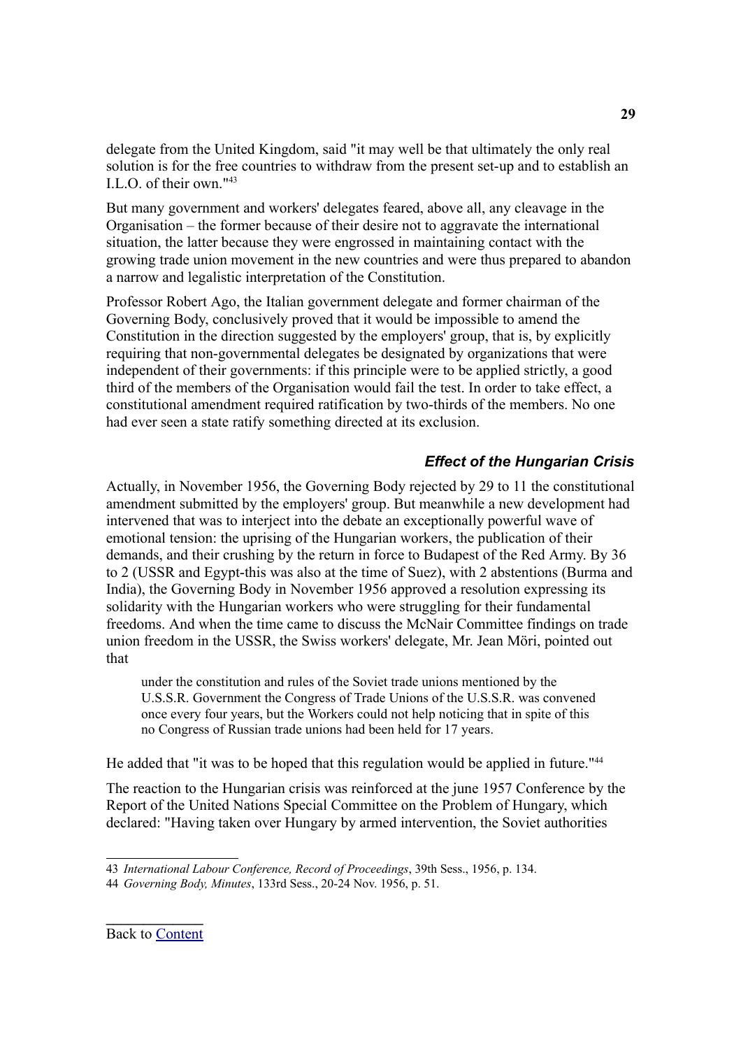delegate from the United Kingdom, said "it may well be that ultimately the only real solution is for the free countries to withdraw from the present set-up and to establish an I.L.O. of their own."[43]

But many government and workers' delegates feared, above all, any cleavage in the Organisation – the former because of their desire not to aggravate the international situation, the latter because they were engrossed in maintaining contact with the growing trade union movement in the new countries and were thus prepared to abandon a narrow and legalistic interpretation of the Constitution.

Professor Robert Ago, the Italian government delegate and former chairman of the Governing Body, conclusively proved that it would be impossible to amend the Constitution in the direction suggested by the employers' group, that is, by explicitly requiring that non-governmental delegates be designated by organizations that were independent of their governments: if this principle were to be applied strictly, a good third of the members of the Organisation would fail the test. In order to take effect, a constitutional amendment required ratification by two-thirds of the members. No one had ever seen a state ratify something directed at its exclusion.

### *Effect of the Hungarian Crisis*

Actually, in November 1956, the Governing Body rejected by 29 to 11 the constitutional amendment submitted by the employers' group. But meanwhile a new development had intervened that was to interject into the debate an exceptionally powerful wave of emotional tension: the uprising of the Hungarian workers, the publication of their demands, and their crushing by the return in force to Budapest of the Red Army. By 36 to 2 (USSR and Egypt-this was also at the time of Suez), with 2 abstentions (Burma and India), the Governing Body in November 1956 approved a resolution expressing its solidarity with the Hungarian workers who were struggling for their fundamental freedoms. And when the time came to discuss the McNair Committee findings on trade union freedom in the USSR, the Swiss workers' delegate, Mr. Jean Möri, pointed out that

> under the constitution and rules of the Soviet trade unions mentioned by the U.S.S.R. Government the Congress of Trade Unions of the U.S.S.R. was convened once every four years, but the Workers could not help noticing that in spite of this no Congress of Russian trade unions had been held for 17 years.

He added that "it was to be hoped that this regulation would be applied in future."[44]

The reaction to the Hungarian crisis was reinforced at the june 1957 Conference by the Report of the United Nations Special Committee on the Problem of Hungary, which declared: "Having taken over Hungary by armed intervention, the Soviet authorities

---

43 *International Labour Conference, Record of Proceedings*, 39th Sess., 1956, p. 134.

44 *Governing Body, Minutes*, 133rd Sess., 20-24 Nov. 1956, p. 51.

Back to Content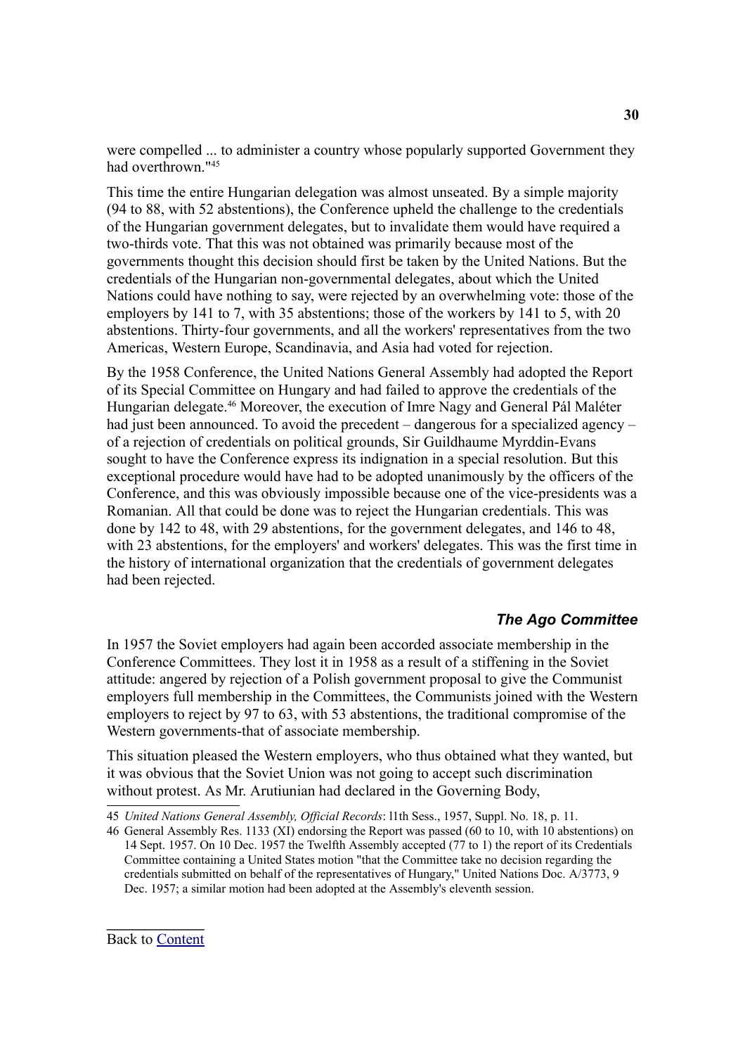were compelled ... to administer a country whose popularly supported Government they had overthrown."[45]

This time the entire Hungarian delegation was almost unseated. By a simple majority (94 to 88, with 52 abstentions), the Conference upheld the challenge to the credentials of the Hungarian government delegates, but to invalidate them would have required a two-thirds vote. That this was not obtained was primarily because most of the governments thought this decision should first be taken by the United Nations. But the credentials of the Hungarian non-governmental delegates, about which the United Nations could have nothing to say, were rejected by an overwhelming vote: those of the employers by 141 to 7, with 35 abstentions; those of the workers by 141 to 5, with 20 abstentions. Thirty-four governments, and all the workers' representatives from the two Americas, Western Europe, Scandinavia, and Asia had voted for rejection.

By the 1958 Conference, the United Nations General Assembly had adopted the Report of its Special Committee on Hungary and had failed to approve the credentials of the Hungarian delegate.[46] Moreover, the execution of Imre Nagy and General Pál Maléter had just been announced. To avoid the precedent – dangerous for a specialized agency – of a rejection of credentials on political grounds, Sir Guildhaume Myrddin-Evans sought to have the Conference express its indignation in a special resolution. But this exceptional procedure would have had to be adopted unanimously by the officers of the Conference, and this was obviously impossible because one of the vice-presidents was a Romanian. All that could be done was to reject the Hungarian credentials. This was done by 142 to 48, with 29 abstentions, for the government delegates, and 146 to 48, with 23 abstentions, for the employers' and workers' delegates. This was the first time in the history of international organization that the credentials of government delegates had been rejected.

### *The Ago Committee*

In 1957 the Soviet employers had again been accorded associate membership in the Conference Committees. They lost it in 1958 as a result of a stiffening in the Soviet attitude: angered by rejection of a Polish government proposal to give the Communist employers full membership in the Committees, the Communists joined with the Western employers to reject by 97 to 63, with 53 abstentions, the traditional compromise of the Western governments-that of associate membership.

This situation pleased the Western employers, who thus obtained what they wanted, but it was obvious that the Soviet Union was not going to accept such discrimination without protest. As Mr. Arutiunian had declared in the Governing Body,

---

45 *United Nations General Assembly, Official Records*: l1th Sess., 1957, Suppl. No. 18, p. 11.

46 General Assembly Res. 1133 (XI) endorsing the Report was passed (60 to 10, with 10 abstentions) on 14 Sept. 1957. On 10 Dec. 1957 the Twelfth Assembly accepted (77 to 1) the report of its Credentials Committee containing a United States motion "that the Committee take no decision regarding the credentials submitted on behalf of the representatives of Hungary," United Nations Doc. A/3773, 9 Dec. 1957; a similar motion had been adopted at the Assembly's eleventh session.

Back to Content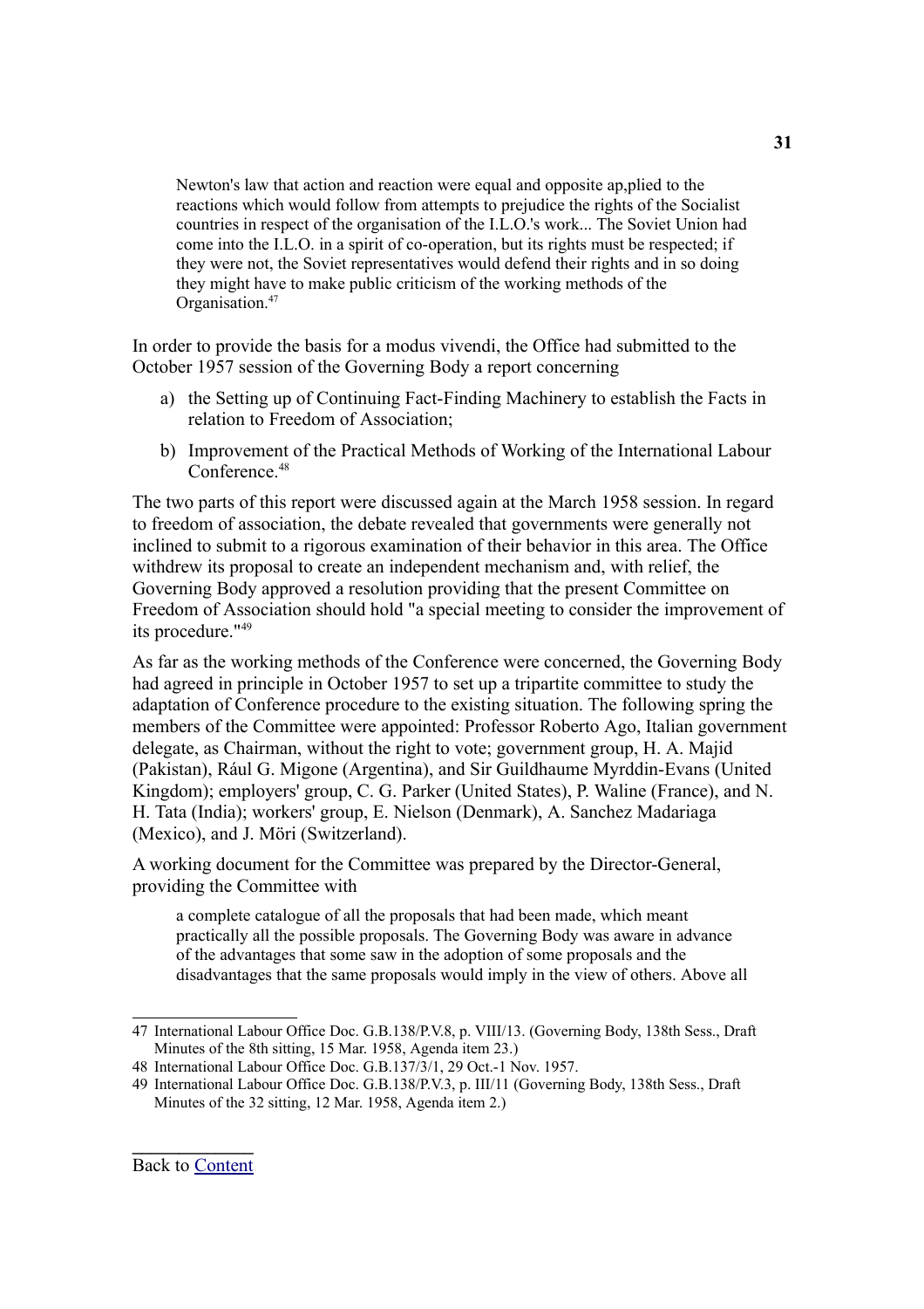> Newton's law that action and reaction were equal and opposite ap,plied to the reactions which would follow from attempts to prejudice the rights of the Socialist countries in respect of the organisation of the I.L.O.'s work... The Soviet Union had come into the I.L.O. in a spirit of co-operation, but its rights must be respected; if they were not, the Soviet representatives would defend their rights and in so doing they might have to make public criticism of the working methods of the Organisation.[47]

In order to provide the basis for a modus vivendi, the Office had submitted to the October 1957 session of the Governing Body a report concerning

a) the Setting up of Continuing Fact-Finding Machinery to establish the Facts in relation to Freedom of Association;

b) Improvement of the Practical Methods of Working of the International Labour Conference.[48]

The two parts of this report were discussed again at the March 1958 session. In regard to freedom of association, the debate revealed that governments were generally not inclined to submit to a rigorous examination of their behavior in this area. The Office withdrew its proposal to create an independent mechanism and, with relief, the Governing Body approved a resolution providing that the present Committee on Freedom of Association should hold "a special meeting to consider the improvement of its procedure."[49]

As far as the working methods of the Conference were concerned, the Governing Body had agreed in principle in October 1957 to set up a tripartite committee to study the adaptation of Conference procedure to the existing situation. The following spring the members of the Committee were appointed: Professor Roberto Ago, Italian government delegate, as Chairman, without the right to vote; government group, H. A. Majid (Pakistan), Rául G. Migone (Argentina), and Sir Guildhaume Myrddin-Evans (United Kingdom); employers' group, C. G. Parker (United States), P. Waline (France), and N. H. Tata (India); workers' group, E. Nielson (Denmark), A. Sanchez Madariaga (Mexico), and J. Möri (Switzerland).

A working document for the Committee was prepared by the Director-General, providing the Committee with

> a complete catalogue of all the proposals that had been made, which meant practically all the possible proposals. The Governing Body was aware in advance of the advantages that some saw in the adoption of some proposals and the disadvantages that the same proposals would imply in the view of others. Above all

---

47 International Labour Office Doc. G.B.138/P.V.8, p. VIII/13. (Governing Body, 138th Sess., Draft Minutes of the 8th sitting, 15 Mar. 1958, Agenda item 23.)

48 International Labour Office Doc. G.B.137/3/1, 29 Oct.-1 Nov. 1957.

49 International Labour Office Doc. G.B.138/P.V.3, p. III/11 (Governing Body, 138th Sess., Draft Minutes of the 32 sitting, 12 Mar. 1958, Agenda item 2.)

Back to Content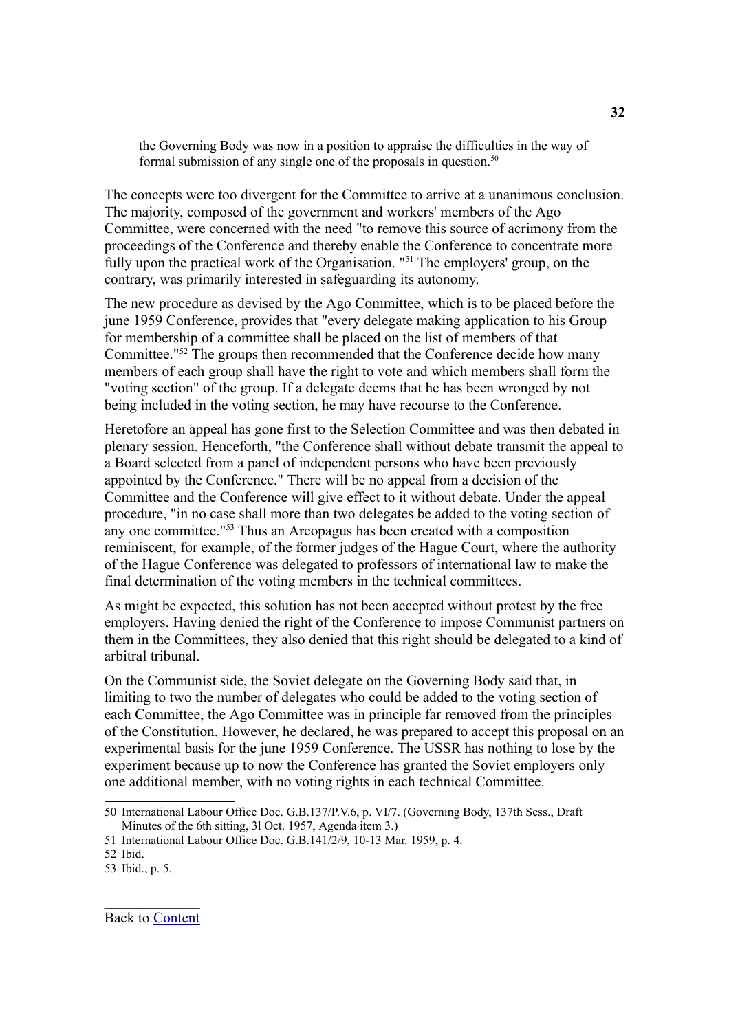> the Governing Body was now in a position to appraise the difficulties in the way of formal submission of any single one of the proposals in question.[50]

The concepts were too divergent for the Committee to arrive at a unanimous conclusion. The majority, composed of the government and workers' members of the Ago Committee, were concerned with the need "to remove this source of acrimony from the proceedings of the Conference and thereby enable the Conference to concentrate more fully upon the practical work of the Organisation. "[51] The employers' group, on the contrary, was primarily interested in safeguarding its autonomy.

The new procedure as devised by the Ago Committee, which is to be placed before the june 1959 Conference, provides that "every delegate making application to his Group for membership of a committee shall be placed on the list of members of that Committee."[52] The groups then recommended that the Conference decide how many members of each group shall have the right to vote and which members shall form the "voting section" of the group. If a delegate deems that he has been wronged by not being included in the voting section, he may have recourse to the Conference.

Heretofore an appeal has gone first to the Selection Committee and was then debated in plenary session. Henceforth, "the Conference shall without debate transmit the appeal to a Board selected from a panel of independent persons who have been previously appointed by the Conference." There will be no appeal from a decision of the Committee and the Conference will give effect to it without debate. Under the appeal procedure, "in no case shall more than two delegates be added to the voting section of any one committee."[53] Thus an Areopagus has been created with a composition reminiscent, for example, of the former judges of the Hague Court, where the authority of the Hague Conference was delegated to professors of international law to make the final determination of the voting members in the technical committees.

As might be expected, this solution has not been accepted without protest by the free employers. Having denied the right of the Conference to impose Communist partners on them in the Committees, they also denied that this right should be delegated to a kind of arbitral tribunal.

On the Communist side, the Soviet delegate on the Governing Body said that, in limiting to two the number of delegates who could be added to the voting section of each Committee, the Ago Committee was in principle far removed from the principles of the Constitution. However, he declared, he was prepared to accept this proposal on an experimental basis for the june 1959 Conference. The USSR has nothing to lose by the experiment because up to now the Conference has granted the Soviet employers only one additional member, with no voting rights in each technical Committee.

---

50 International Labour Office Doc. G.B.137/P.V.6, p. VI/7. (Governing Body, 137th Sess., Draft Minutes of the 6th sitting, 3l Oct. 1957, Agenda item 3.)

51 International Labour Office Doc. G.B.141/2/9, 10-13 Mar. 1959, p. 4.

52 Ibid.

53 Ibid., p. 5.

Back to Content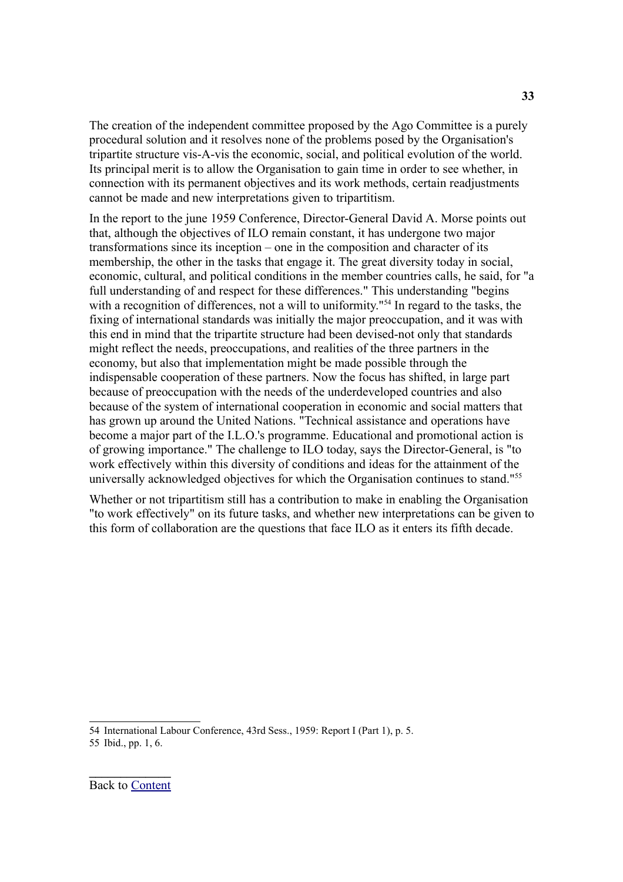The creation of the independent committee proposed by the Ago Committee is a purely procedural solution and it resolves none of the problems posed by the Organisation's tripartite structure vis-A-vis the economic, social, and political evolution of the world. Its principal merit is to allow the Organisation to gain time in order to see whether, in connection with its permanent objectives and its work methods, certain readjustments cannot be made and new interpretations given to tripartitism.

In the report to the june 1959 Conference, Director-General David A. Morse points out that, although the objectives of ILO remain constant, it has undergone two major transformations since its inception – one in the composition and character of its membership, the other in the tasks that engage it. The great diversity today in social, economic, cultural, and political conditions in the member countries calls, he said, for "a full understanding of and respect for these differences." This understanding "begins with a recognition of differences, not a will to uniformity."[54] In regard to the tasks, the fixing of international standards was initially the major preoccupation, and it was with this end in mind that the tripartite structure had been devised-not only that standards might reflect the needs, preoccupations, and realities of the three partners in the economy, but also that implementation might be made possible through the indispensable cooperation of these partners. Now the focus has shifted, in large part because of preoccupation with the needs of the underdeveloped countries and also because of the system of international cooperation in economic and social matters that has grown up around the United Nations. "Technical assistance and operations have become a major part of the I.L.O.'s programme. Educational and promotional action is of growing importance." The challenge to ILO today, says the Director-General, is "to work effectively within this diversity of conditions and ideas for the attainment of the universally acknowledged objectives for which the Organisation continues to stand."[55]

Whether or not tripartitism still has a contribution to make in enabling the Organisation "to work effectively" on its future tasks, and whether new interpretations can be given to this form of collaboration are the questions that face ILO as it enters its fifth decade.

---

54 International Labour Conference, 43rd Sess., 1959: Report I (Part 1), p. 5.

55 Ibid., pp. 1, 6.

Back to Content